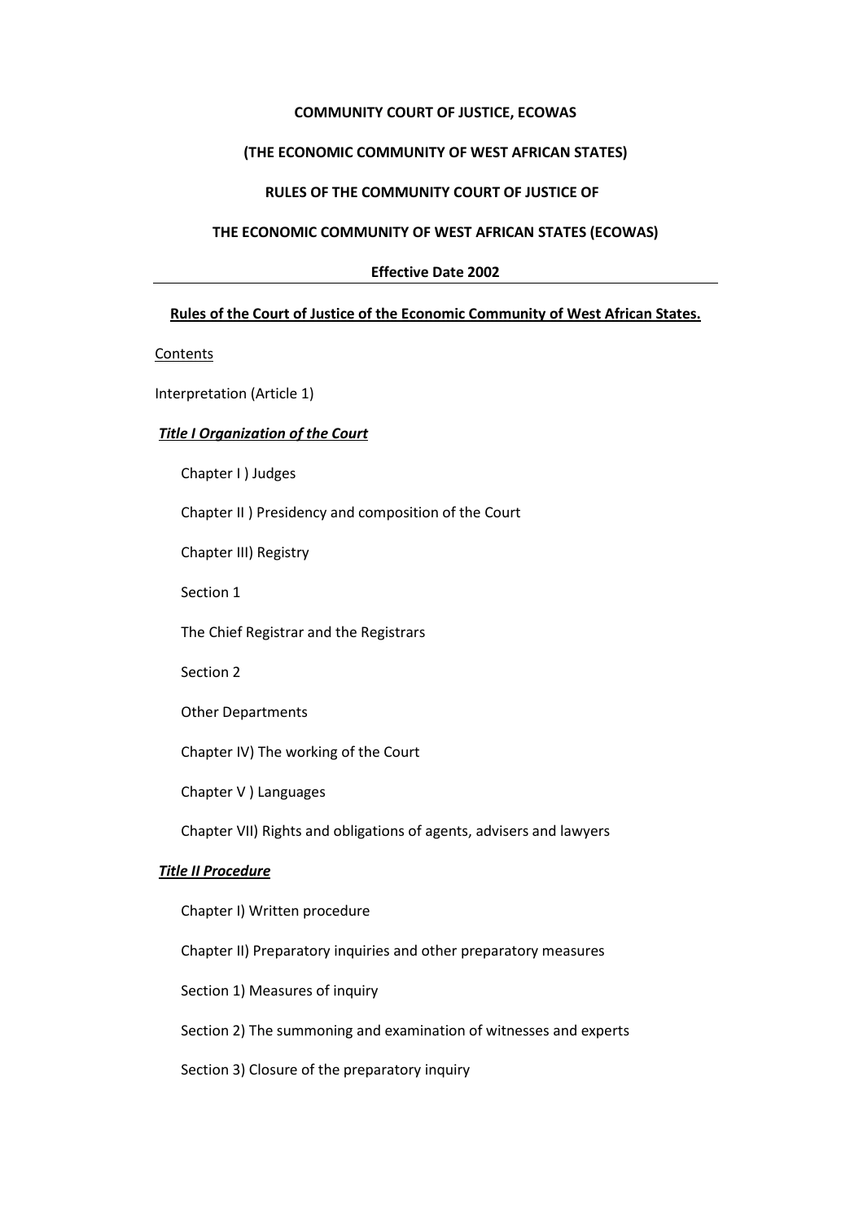**COMMUNITY COURT OF JUSTICE, ECOWAS**

**(THE ECONOMIC COMMUNITY OF WEST AFRICAN STATES)**

**RULES OF THE COMMUNITY COURT OF JUSTICE OF**

**THE ECONOMIC COMMUNITY OF WEST AFRICAN STATES (ECOWAS)**

**Effective Date 2002**

---

**Rules of the Court of Justice of the Economic Community of West African States.**

Contents

Interpretation (Article 1)

***Title I Organization of the Court***

Chapter I ) Judges

Chapter II ) Presidency and composition of the Court

Chapter III) Registry

Section 1

The Chief Registrar and the Registrars

Section 2

Other Departments

Chapter IV) The working of the Court

Chapter V ) Languages

Chapter VII) Rights and obligations of agents, advisers and lawyers

***Title II Procedure***

Chapter I) Written procedure

Chapter II) Preparatory inquiries and other preparatory measures

Section 1) Measures of inquiry

Section 2) The summoning and examination of witnesses and experts

Section 3) Closure of the preparatory inquiry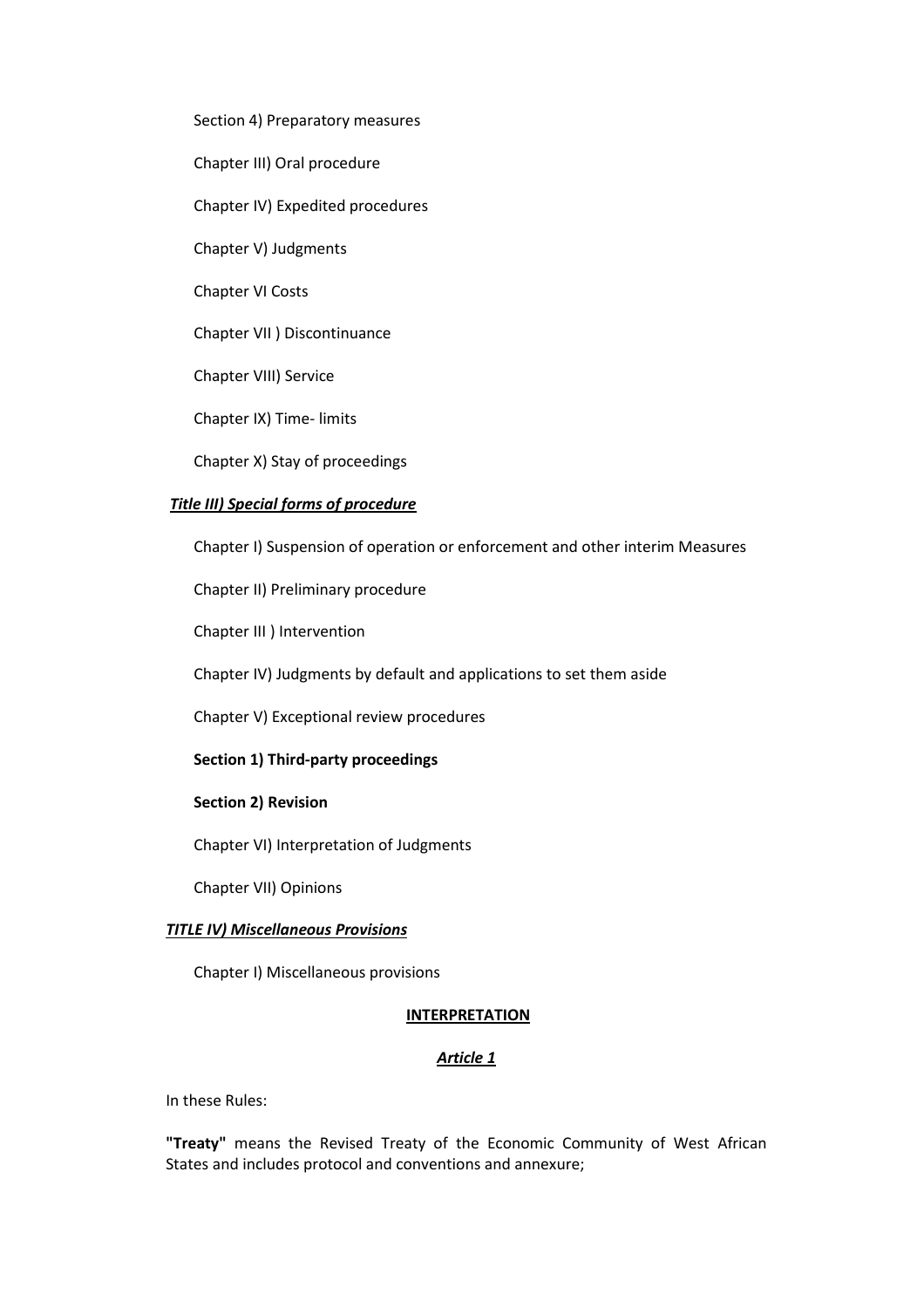Section 4) Preparatory measures

Chapter III) Oral procedure

Chapter IV) Expedited procedures

Chapter V) Judgments

Chapter VI Costs

Chapter VII ) Discontinuance

Chapter VIII) Service

Chapter IX) Time- limits

Chapter X) Stay of proceedings

***Title III) Special forms of procedure***

Chapter I) Suspension of operation or enforcement and other interim Measures

Chapter II) Preliminary procedure

Chapter III ) Intervention

Chapter IV) Judgments by default and applications to set them aside

Chapter V) Exceptional review procedures

**Section 1) Third-party proceedings**

**Section 2) Revision**

Chapter VI) Interpretation of Judgments

Chapter VII) Opinions

***TITLE IV) Miscellaneous Provisions***

Chapter I) Miscellaneous provisions

## INTERPRETATION

### *Article 1*

In these Rules:

**"Treaty"** means the Revised Treaty of the Economic Community of West African States and includes protocol and conventions and annexure;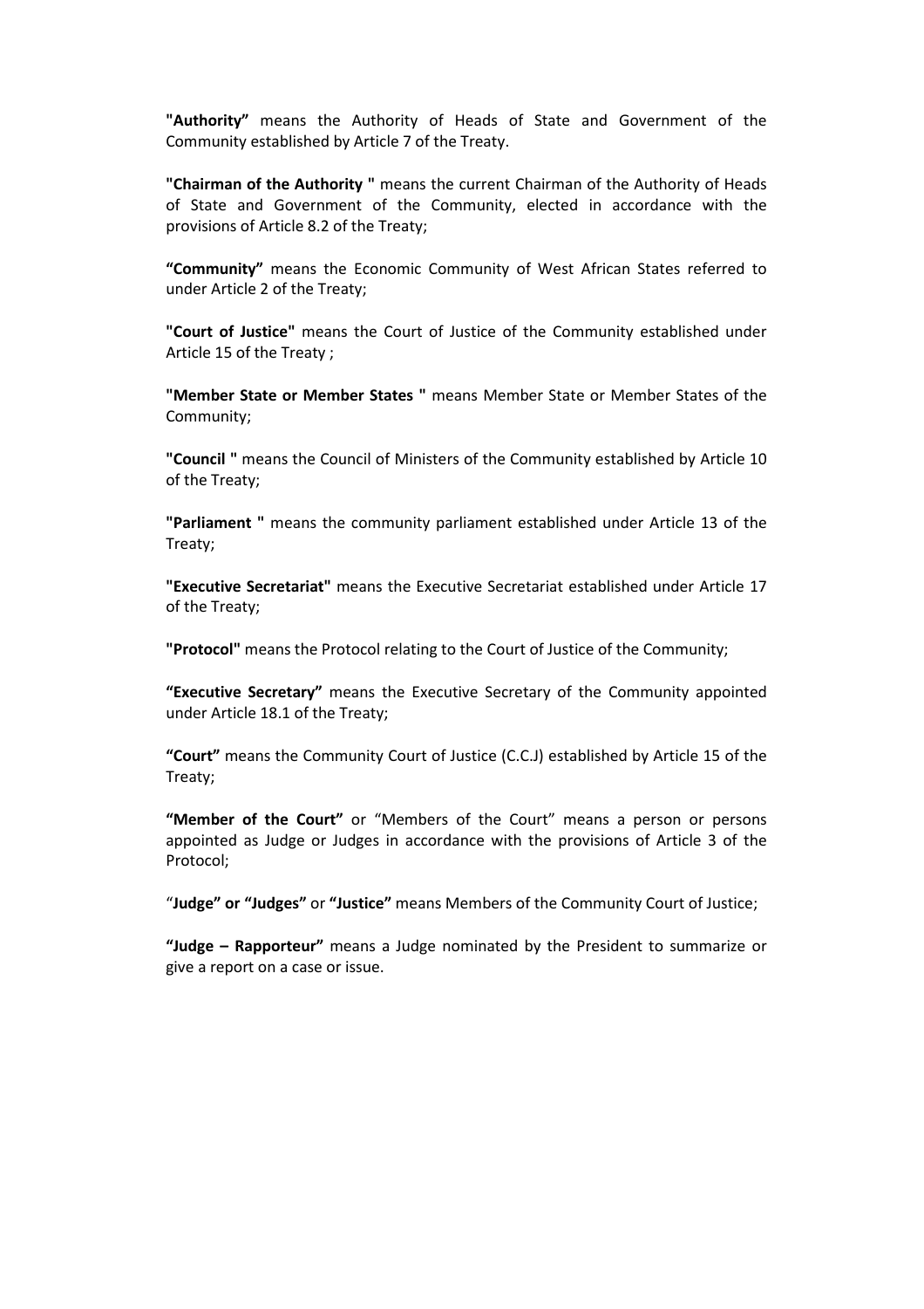**"Authority"** means the Authority of Heads of State and Government of the Community established by Article 7 of the Treaty.

**"Chairman of the Authority "** means the current Chairman of the Authority of Heads of State and Government of the Community, elected in accordance with the provisions of Article 8.2 of the Treaty;

**"Community"** means the Economic Community of West African States referred to under Article 2 of the Treaty;

**"Court of Justice"** means the Court of Justice of the Community established under Article 15 of the Treaty ;

**"Member State or Member States "** means Member State or Member States of the Community;

**"Council "** means the Council of Ministers of the Community established by Article 10 of the Treaty;

**"Parliament "** means the community parliament established under Article 13 of the Treaty;

**"Executive Secretariat"** means the Executive Secretariat established under Article 17 of the Treaty;

**"Protocol"** means the Protocol relating to the Court of Justice of the Community;

**"Executive Secretary"** means the Executive Secretary of the Community appointed under Article 18.1 of the Treaty;

**"Court"** means the Community Court of Justice (C.C.J) established by Article 15 of the Treaty;

**"Member of the Court"** or "Members of the Court" means a person or persons appointed as Judge or Judges in accordance with the provisions of Article 3 of the Protocol;

"**Judge" or "Judges"** or **"Justice"** means Members of the Community Court of Justice;

**"Judge – Rapporteur"** means a Judge nominated by the President to summarize or give a report on a case or issue.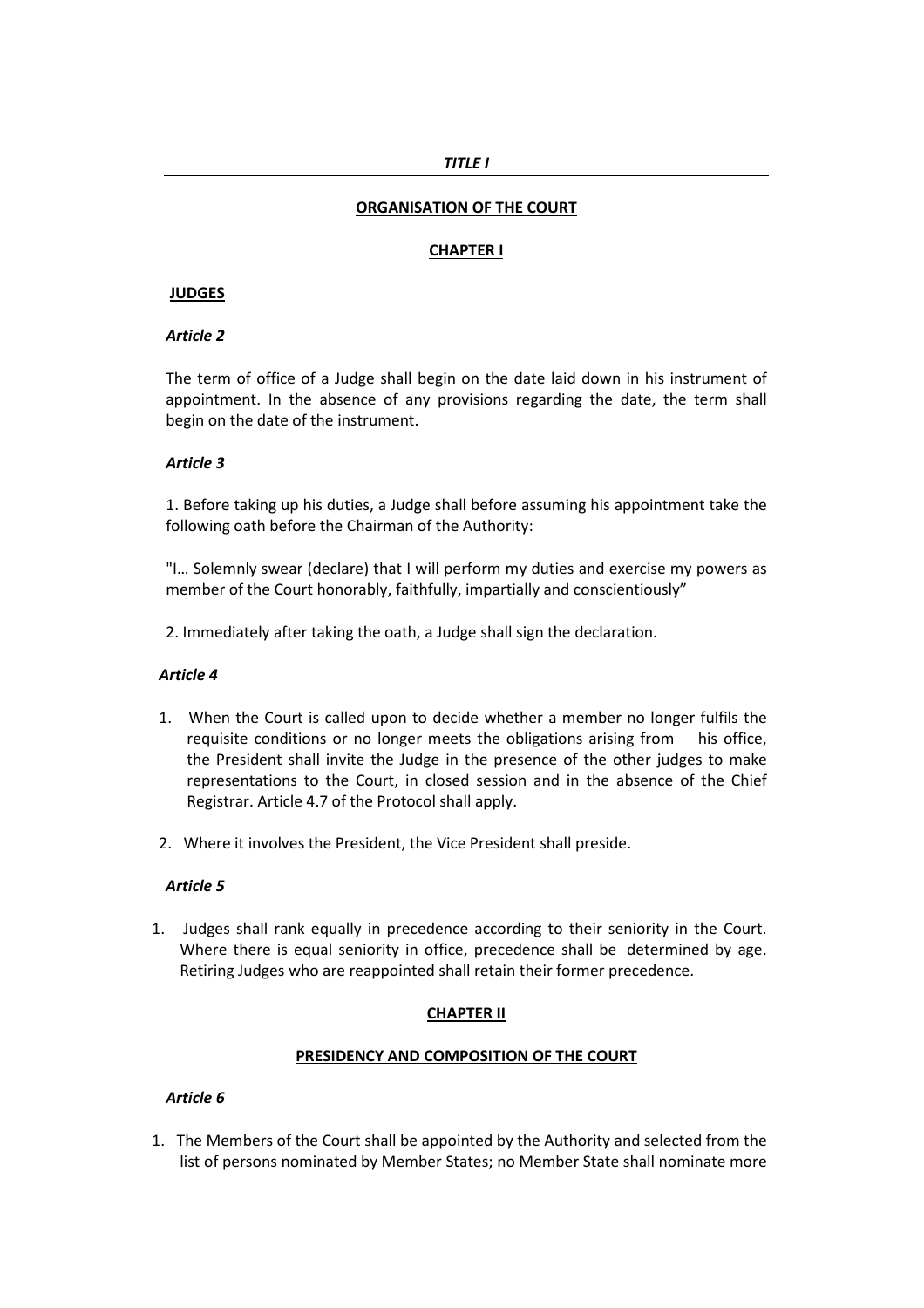*TITLE I*

---

## ORGANISATION OF THE COURT

### CHAPTER I

### JUDGES

*Article 2*

The term of office of a Judge shall begin on the date laid down in his instrument of appointment. In the absence of any provisions regarding the date, the term shall begin on the date of the instrument.

*Article 3*

1. Before taking up his duties, a Judge shall before assuming his appointment take the following oath before the Chairman of the Authority:

"I… Solemnly swear (declare) that I will perform my duties and exercise my powers as member of the Court honorably, faithfully, impartially and conscientiously"

2. Immediately after taking the oath, a Judge shall sign the declaration.

*Article 4*

1. When the Court is called upon to decide whether a member no longer fulfils the requisite conditions or no longer meets the obligations arising from his office, the President shall invite the Judge in the presence of the other judges to make representations to the Court, in closed session and in the absence of the Chief Registrar. Article 4.7 of the Protocol shall apply.
2. Where it involves the President, the Vice President shall preside.

*Article 5*

1. Judges shall rank equally in precedence according to their seniority in the Court. Where there is equal seniority in office, precedence shall be determined by age. Retiring Judges who are reappointed shall retain their former precedence.

### CHAPTER II

### PRESIDENCY AND COMPOSITION OF THE COURT

*Article 6*

1. The Members of the Court shall be appointed by the Authority and selected from the list of persons nominated by Member States; no Member State shall nominate more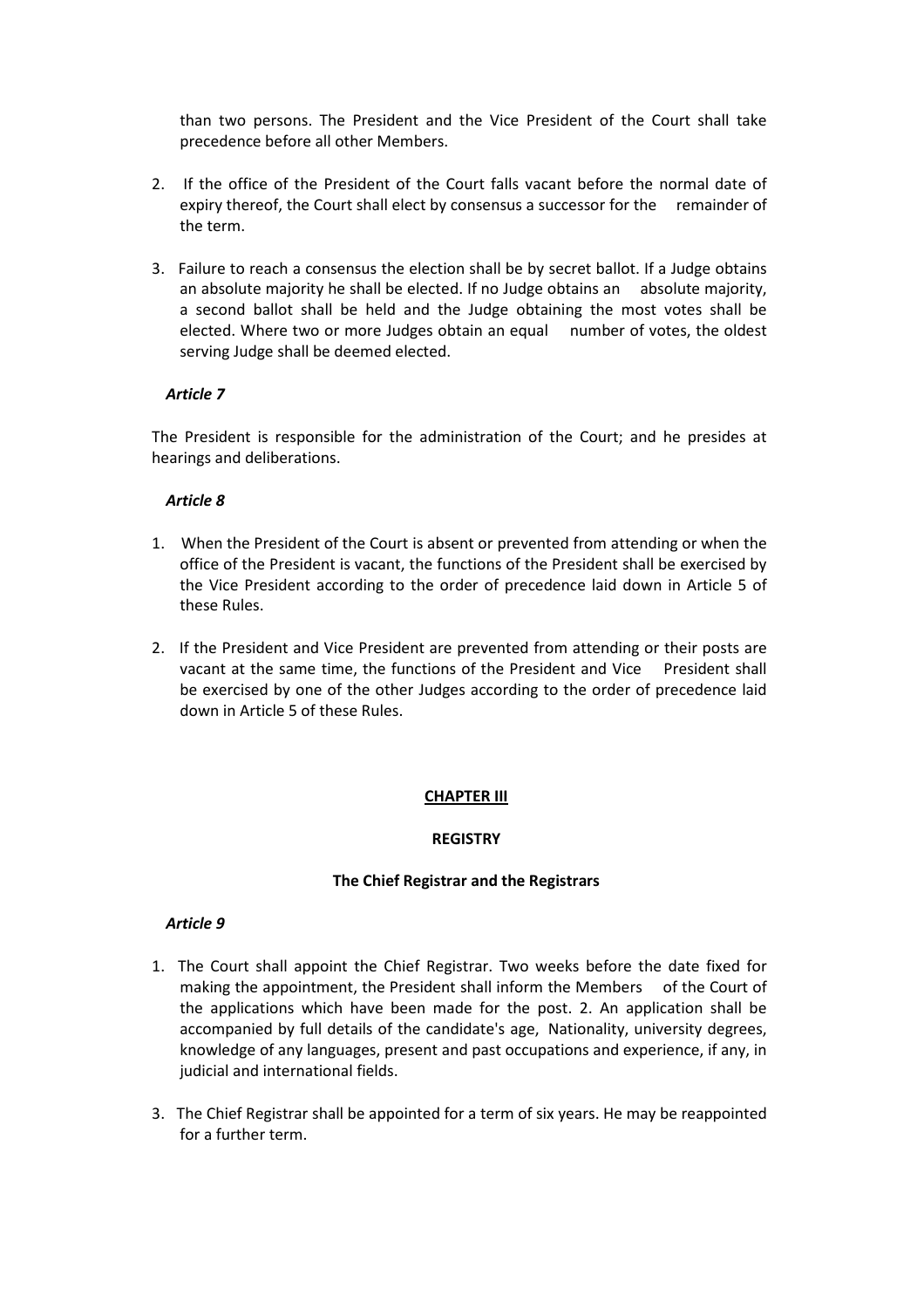than two persons. The President and the Vice President of the Court shall take precedence before all other Members.

2. If the office of the President of the Court falls vacant before the normal date of expiry thereof, the Court shall elect by consensus a successor for the remainder of the term.

3. Failure to reach a consensus the election shall be by secret ballot. If a Judge obtains an absolute majority he shall be elected. If no Judge obtains an absolute majority, a second ballot shall be held and the Judge obtaining the most votes shall be elected. Where two or more Judges obtain an equal number of votes, the oldest serving Judge shall be deemed elected.

*Article 7*

The President is responsible for the administration of the Court; and he presides at hearings and deliberations.

*Article 8*

1. When the President of the Court is absent or prevented from attending or when the office of the President is vacant, the functions of the President shall be exercised by the Vice President according to the order of precedence laid down in Article 5 of these Rules.

2. If the President and Vice President are prevented from attending or their posts are vacant at the same time, the functions of the President and Vice President shall be exercised by one of the other Judges according to the order of precedence laid down in Article 5 of these Rules.

## CHAPTER III

### REGISTRY

### The Chief Registrar and the Registrars

*Article 9*

1. The Court shall appoint the Chief Registrar. Two weeks before the date fixed for making the appointment, the President shall inform the Members of the Court of the applications which have been made for the post. 2. An application shall be accompanied by full details of the candidate's age, Nationality, university degrees, knowledge of any languages, present and past occupations and experience, if any, in judicial and international fields.

3. The Chief Registrar shall be appointed for a term of six years. He may be reappointed for a further term.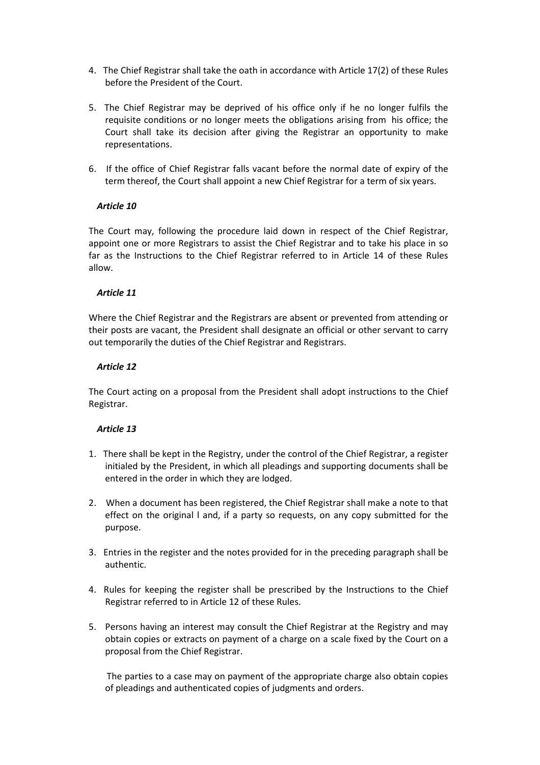4. The Chief Registrar shall take the oath in accordance with Article 17(2) of these Rules before the President of the Court.

5. The Chief Registrar may be deprived of his office only if he no longer fulfils the requisite conditions or no longer meets the obligations arising from his office; the Court shall take its decision after giving the Registrar an opportunity to make representations.

6. If the office of Chief Registrar falls vacant before the normal date of expiry of the term thereof, the Court shall appoint a new Chief Registrar for a term of six years.

***Article 10***

The Court may, following the procedure laid down in respect of the Chief Registrar, appoint one or more Registrars to assist the Chief Registrar and to take his place in so far as the Instructions to the Chief Registrar referred to in Article 14 of these Rules allow.

***Article 11***

Where the Chief Registrar and the Registrars are absent or prevented from attending or their posts are vacant, the President shall designate an official or other servant to carry out temporarily the duties of the Chief Registrar and Registrars.

***Article 12***

The Court acting on a proposal from the President shall adopt instructions to the Chief Registrar.

***Article 13***

1. There shall be kept in the Registry, under the control of the Chief Registrar, a register initialed by the President, in which all pleadings and supporting documents shall be entered in the order in which they are lodged.

2. When a document has been registered, the Chief Registrar shall make a note to that effect on the original l and, if a party so requests, on any copy submitted for the purpose.

3. Entries in the register and the notes provided for in the preceding paragraph shall be authentic.

4. Rules for keeping the register shall be prescribed by the Instructions to the Chief Registrar referred to in Article 12 of these Rules.

5. Persons having an interest may consult the Chief Registrar at the Registry and may obtain copies or extracts on payment of a charge on a scale fixed by the Court on a proposal from the Chief Registrar.

   The parties to a case may on payment of the appropriate charge also obtain copies of pleadings and authenticated copies of judgments and orders.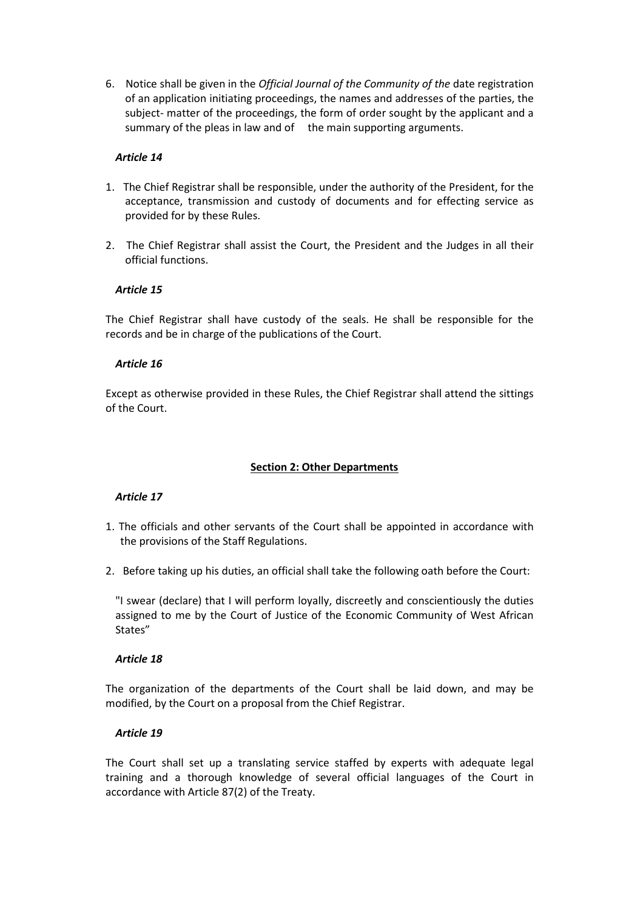6. Notice shall be given in the *Official Journal of the Community of the* date registration of an application initiating proceedings, the names and addresses of the parties, the subject- matter of the proceedings, the form of order sought by the applicant and a summary of the pleas in law and of the main supporting arguments.

***Article 14***

1. The Chief Registrar shall be responsible, under the authority of the President, for the acceptance, transmission and custody of documents and for effecting service as provided for by these Rules.

2. The Chief Registrar shall assist the Court, the President and the Judges in all their official functions.

***Article 15***

The Chief Registrar shall have custody of the seals. He shall be responsible for the records and be in charge of the publications of the Court.

***Article 16***

Except as otherwise provided in these Rules, the Chief Registrar shall attend the sittings of the Court.

## Section 2: Other Departments

***Article 17***

1. The officials and other servants of the Court shall be appointed in accordance with the provisions of the Staff Regulations.

2. Before taking up his duties, an official shall take the following oath before the Court:

"I swear (declare) that I will perform loyally, discreetly and conscientiously the duties assigned to me by the Court of Justice of the Economic Community of West African States"

***Article 18***

The organization of the departments of the Court shall be laid down, and may be modified, by the Court on a proposal from the Chief Registrar.

***Article 19***

The Court shall set up a translating service staffed by experts with adequate legal training and a thorough knowledge of several official languages of the Court in accordance with Article 87(2) of the Treaty.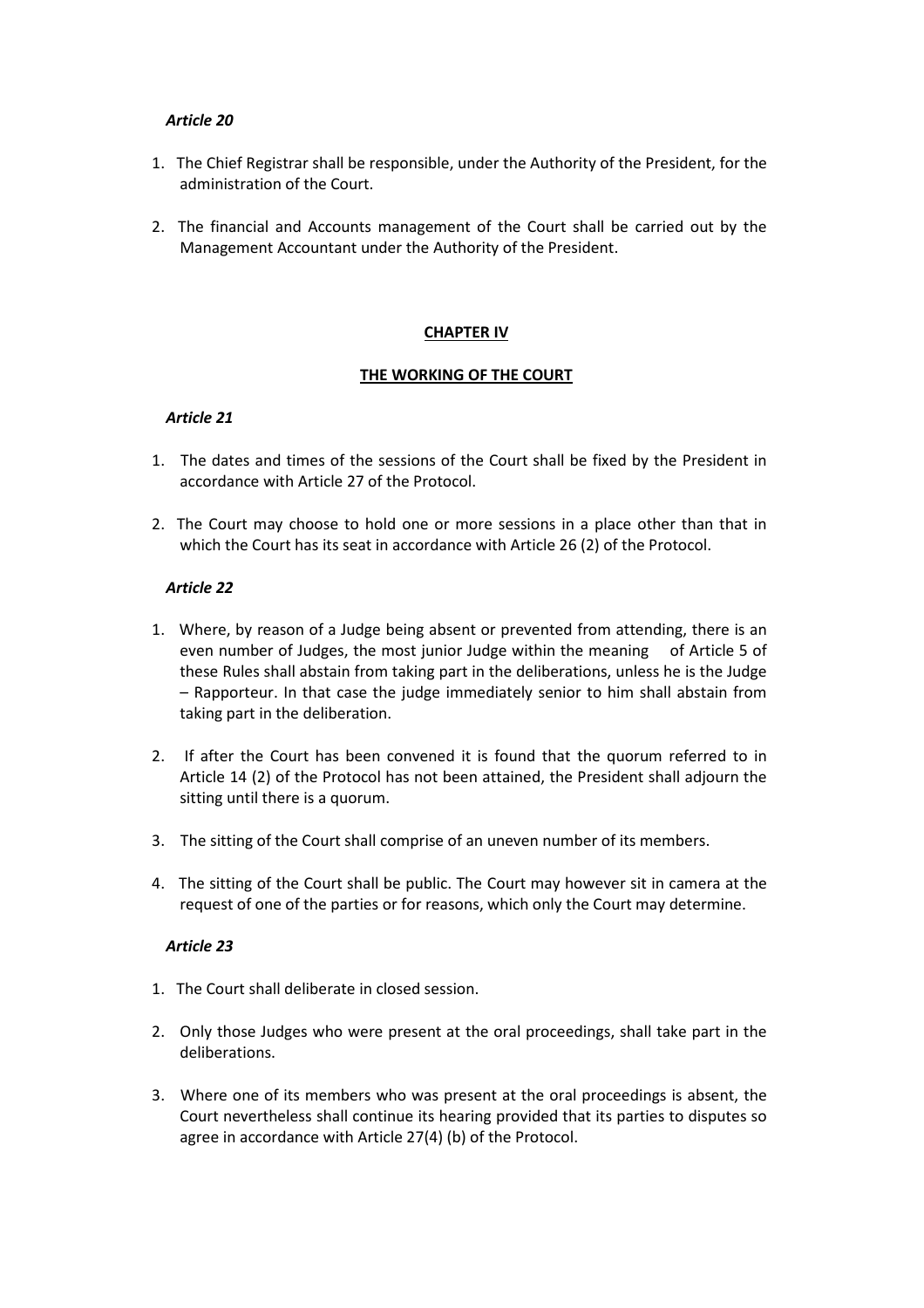*Article 20*

1. The Chief Registrar shall be responsible, under the Authority of the President, for the administration of the Court.

2. The financial and Accounts management of the Court shall be carried out by the Management Accountant under the Authority of the President.

## CHAPTER IV

## THE WORKING OF THE COURT

*Article 21*

1. The dates and times of the sessions of the Court shall be fixed by the President in accordance with Article 27 of the Protocol.

2. The Court may choose to hold one or more sessions in a place other than that in which the Court has its seat in accordance with Article 26 (2) of the Protocol.

*Article 22*

1. Where, by reason of a Judge being absent or prevented from attending, there is an even number of Judges, the most junior Judge within the meaning of Article 5 of these Rules shall abstain from taking part in the deliberations, unless he is the Judge – Rapporteur. In that case the judge immediately senior to him shall abstain from taking part in the deliberation.

2. If after the Court has been convened it is found that the quorum referred to in Article 14 (2) of the Protocol has not been attained, the President shall adjourn the sitting until there is a quorum.

3. The sitting of the Court shall comprise of an uneven number of its members.

4. The sitting of the Court shall be public. The Court may however sit in camera at the request of one of the parties or for reasons, which only the Court may determine.

*Article 23*

1. The Court shall deliberate in closed session.

2. Only those Judges who were present at the oral proceedings, shall take part in the deliberations.

3. Where one of its members who was present at the oral proceedings is absent, the Court nevertheless shall continue its hearing provided that its parties to disputes so agree in accordance with Article 27(4) (b) of the Protocol.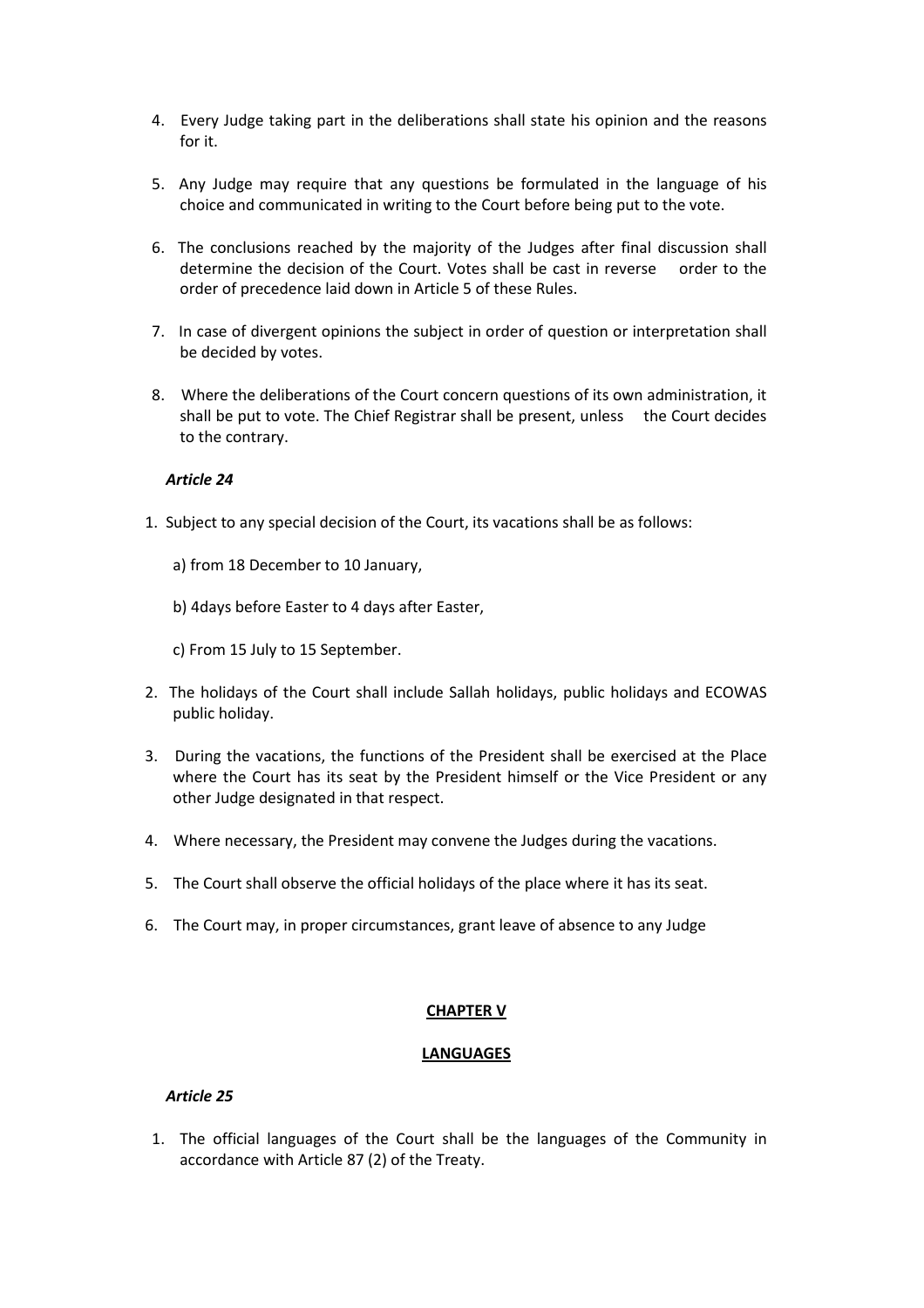4. Every Judge taking part in the deliberations shall state his opinion and the reasons for it.

5. Any Judge may require that any questions be formulated in the language of his choice and communicated in writing to the Court before being put to the vote.

6. The conclusions reached by the majority of the Judges after final discussion shall determine the decision of the Court. Votes shall be cast in reverse order to the order of precedence laid down in Article 5 of these Rules.

7. In case of divergent opinions the subject in order of question or interpretation shall be decided by votes.

8. Where the deliberations of the Court concern questions of its own administration, it shall be put to vote. The Chief Registrar shall be present, unless the Court decides to the contrary.

*Article 24*

1. Subject to any special decision of the Court, its vacations shall be as follows:

   a) from 18 December to 10 January,

   b) 4days before Easter to 4 days after Easter,

   c) From 15 July to 15 September.

2. The holidays of the Court shall include Sallah holidays, public holidays and ECOWAS public holiday.

3. During the vacations, the functions of the President shall be exercised at the Place where the Court has its seat by the President himself or the Vice President or any other Judge designated in that respect.

4. Where necessary, the President may convene the Judges during the vacations.

5. The Court shall observe the official holidays of the place where it has its seat.

6. The Court may, in proper circumstances, grant leave of absence to any Judge

## CHAPTER V

## LANGUAGES

*Article 25*

1. The official languages of the Court shall be the languages of the Community in accordance with Article 87 (2) of the Treaty.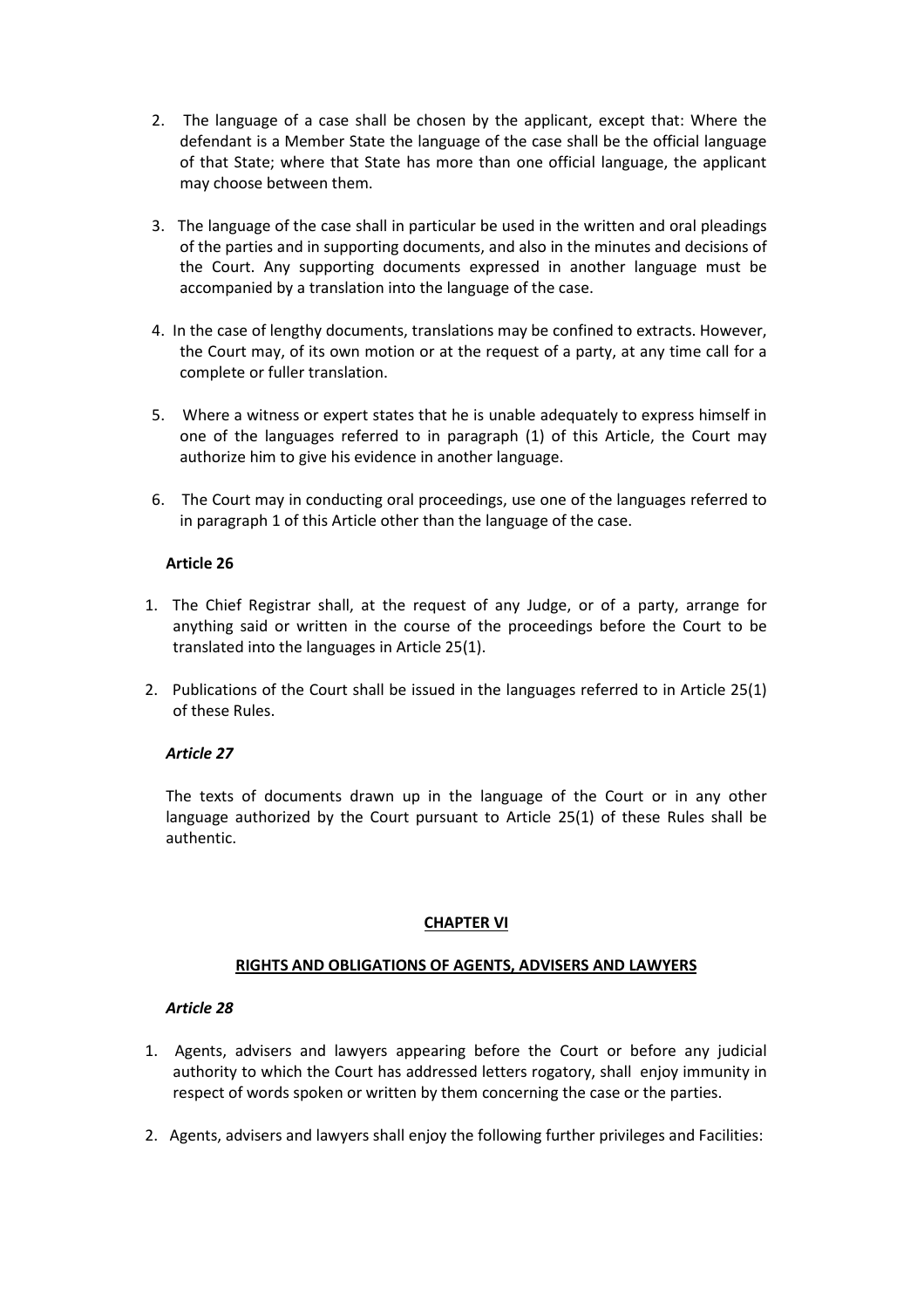2. The language of a case shall be chosen by the applicant, except that: Where the defendant is a Member State the language of the case shall be the official language of that State; where that State has more than one official language, the applicant may choose between them.

3. The language of the case shall in particular be used in the written and oral pleadings of the parties and in supporting documents, and also in the minutes and decisions of the Court. Any supporting documents expressed in another language must be accompanied by a translation into the language of the case.

4. In the case of lengthy documents, translations may be confined to extracts. However, the Court may, of its own motion or at the request of a party, at any time call for a complete or fuller translation.

5. Where a witness or expert states that he is unable adequately to express himself in one of the languages referred to in paragraph (1) of this Article, the Court may authorize him to give his evidence in another language.

6. The Court may in conducting oral proceedings, use one of the languages referred to in paragraph 1 of this Article other than the language of the case.

**Article 26**

1. The Chief Registrar shall, at the request of any Judge, or of a party, arrange for anything said or written in the course of the proceedings before the Court to be translated into the languages in Article 25(1).

2. Publications of the Court shall be issued in the languages referred to in Article 25(1) of these Rules.

***Article 27***

The texts of documents drawn up in the language of the Court or in any other language authorized by the Court pursuant to Article 25(1) of these Rules shall be authentic.

## CHAPTER VI

### RIGHTS AND OBLIGATIONS OF AGENTS, ADVISERS AND LAWYERS

***Article 28***

1. Agents, advisers and lawyers appearing before the Court or before any judicial authority to which the Court has addressed letters rogatory, shall enjoy immunity in respect of words spoken or written by them concerning the case or the parties.

2. Agents, advisers and lawyers shall enjoy the following further privileges and Facilities: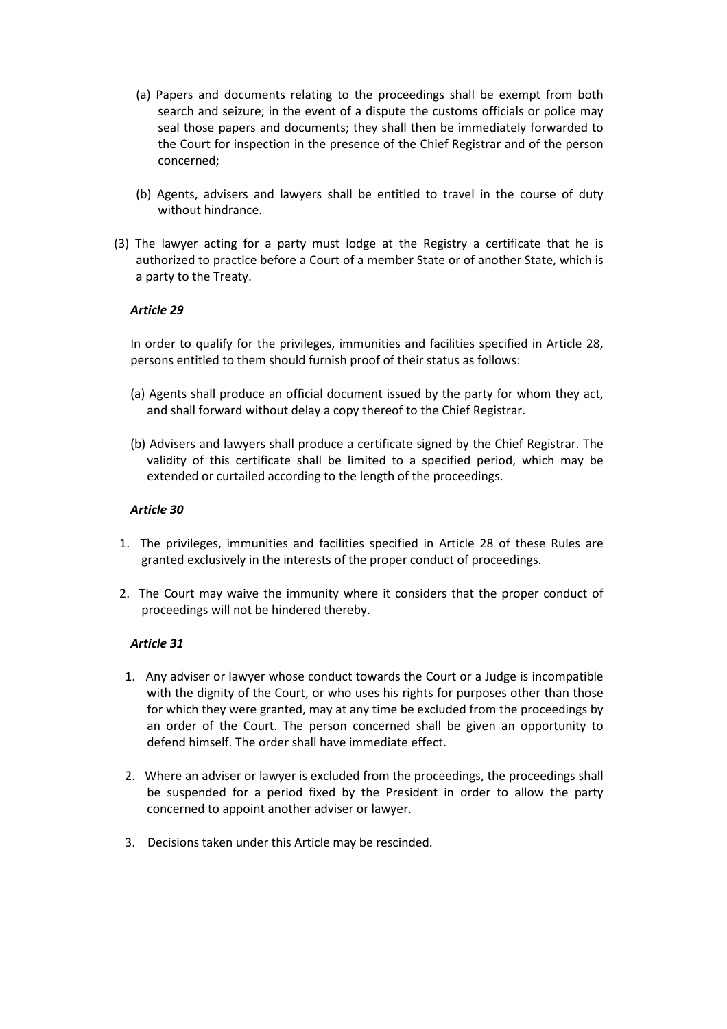(a) Papers and documents relating to the proceedings shall be exempt from both search and seizure; in the event of a dispute the customs officials or police may seal those papers and documents; they shall then be immediately forwarded to the Court for inspection in the presence of the Chief Registrar and of the person concerned;

(b) Agents, advisers and lawyers shall be entitled to travel in the course of duty without hindrance.

(3) The lawyer acting for a party must lodge at the Registry a certificate that he is authorized to practice before a Court of a member State or of another State, which is a party to the Treaty.

### *Article 29*

In order to qualify for the privileges, immunities and facilities specified in Article 28, persons entitled to them should furnish proof of their status as follows:

(a) Agents shall produce an official document issued by the party for whom they act, and shall forward without delay a copy thereof to the Chief Registrar.

(b) Advisers and lawyers shall produce a certificate signed by the Chief Registrar. The validity of this certificate shall be limited to a specified period, which may be extended or curtailed according to the length of the proceedings.

### *Article 30*

1. The privileges, immunities and facilities specified in Article 28 of these Rules are granted exclusively in the interests of the proper conduct of proceedings.
2. The Court may waive the immunity where it considers that the proper conduct of proceedings will not be hindered thereby.

### *Article 31*

1. Any adviser or lawyer whose conduct towards the Court or a Judge is incompatible with the dignity of the Court, or who uses his rights for purposes other than those for which they were granted, may at any time be excluded from the proceedings by an order of the Court. The person concerned shall be given an opportunity to defend himself. The order shall have immediate effect.
2. Where an adviser or lawyer is excluded from the proceedings, the proceedings shall be suspended for a period fixed by the President in order to allow the party concerned to appoint another adviser or lawyer.
3. Decisions taken under this Article may be rescinded.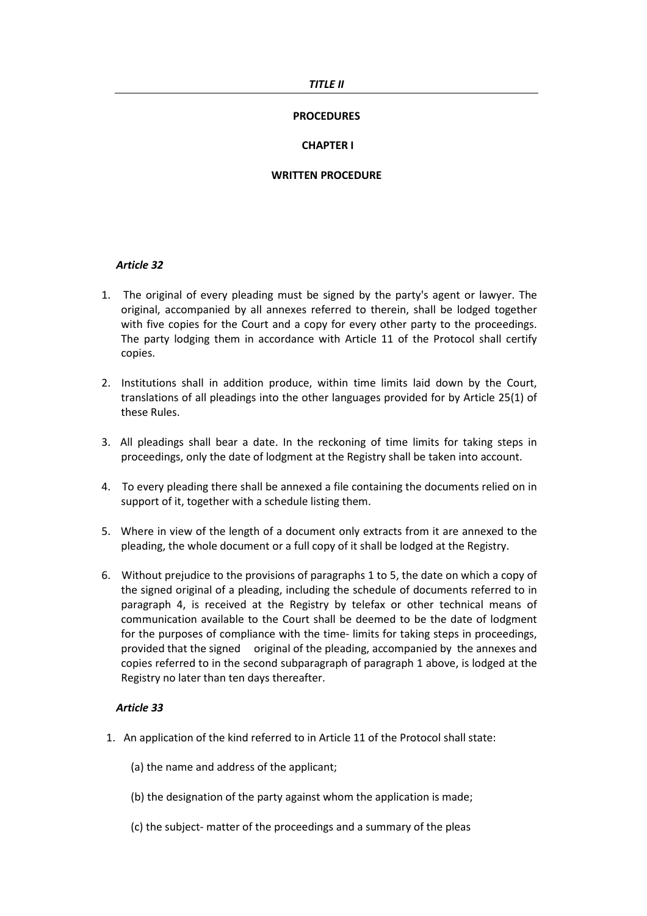*TITLE II*

**PROCEDURES**

**CHAPTER I**

**WRITTEN PROCEDURE**

***Article 32***

1. The original of every pleading must be signed by the party's agent or lawyer. The original, accompanied by all annexes referred to therein, shall be lodged together with five copies for the Court and a copy for every other party to the proceedings. The party lodging them in accordance with Article 11 of the Protocol shall certify copies.

2. Institutions shall in addition produce, within time limits laid down by the Court, translations of all pleadings into the other languages provided for by Article 25(1) of these Rules.

3. All pleadings shall bear a date. In the reckoning of time limits for taking steps in proceedings, only the date of lodgment at the Registry shall be taken into account.

4. To every pleading there shall be annexed a file containing the documents relied on in support of it, together with a schedule listing them.

5. Where in view of the length of a document only extracts from it are annexed to the pleading, the whole document or a full copy of it shall be lodged at the Registry.

6. Without prejudice to the provisions of paragraphs 1 to 5, the date on which a copy of the signed original of a pleading, including the schedule of documents referred to in paragraph 4, is received at the Registry by telefax or other technical means of communication available to the Court shall be deemed to be the date of lodgment for the purposes of compliance with the time- limits for taking steps in proceedings, provided that the signed original of the pleading, accompanied by the annexes and copies referred to in the second subparagraph of paragraph 1 above, is lodged at the Registry no later than ten days thereafter.

***Article 33***

1. An application of the kind referred to in Article 11 of the Protocol shall state:

   (a) the name and address of the applicant;

   (b) the designation of the party against whom the application is made;

   (c) the subject- matter of the proceedings and a summary of the pleas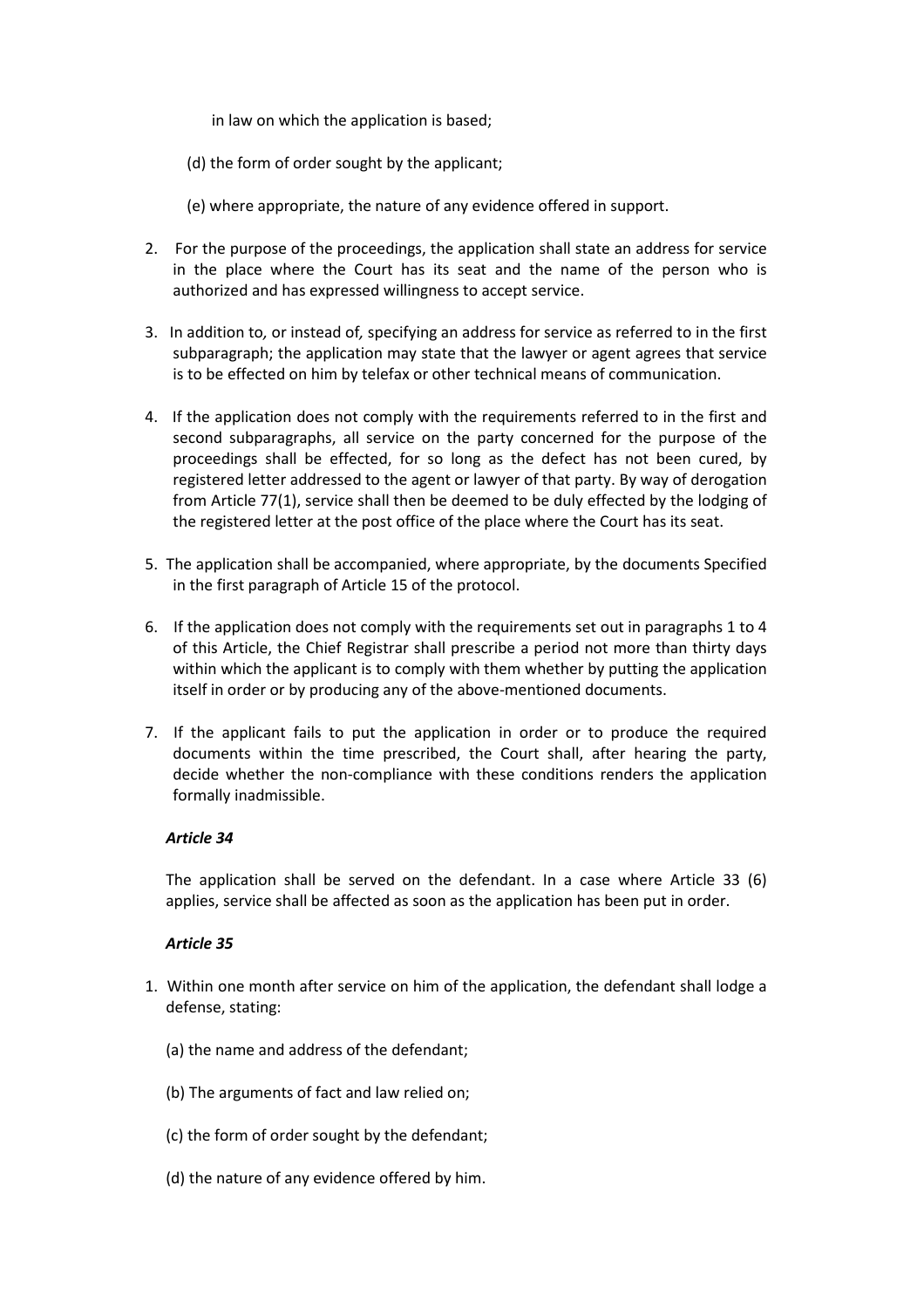in law on which the application is based;

(d) the form of order sought by the applicant;

(e) where appropriate, the nature of any evidence offered in support.

2. For the purpose of the proceedings, the application shall state an address for service in the place where the Court has its seat and the name of the person who is authorized and has expressed willingness to accept service.

3. In addition to*,* or instead of*,* specifying an address for service as referred to in the first subparagraph; the application may state that the lawyer or agent agrees that service is to be effected on him by telefax or other technical means of communication.

4. If the application does not comply with the requirements referred to in the first and second subparagraphs, all service on the party concerned for the purpose of the proceedings shall be effected, for so long as the defect has not been cured, by registered letter addressed to the agent or lawyer of that party. By way of derogation from Article 77(1), service shall then be deemed to be duly effected by the lodging of the registered letter at the post office of the place where the Court has its seat.

5. The application shall be accompanied, where appropriate, by the documents Specified in the first paragraph of Article 15 of the protocol.

6. If the application does not comply with the requirements set out in paragraphs 1 to 4 of this Article, the Chief Registrar shall prescribe a period not more than thirty days within which the applicant is to comply with them whether by putting the application itself in order or by producing any of the above-mentioned documents.

7. If the applicant fails to put the application in order or to produce the required documents within the time prescribed, the Court shall, after hearing the party, decide whether the non-compliance with these conditions renders the application formally inadmissible.

***Article 34***

The application shall be served on the defendant. In a case where Article 33 (6) applies, service shall be affected as soon as the application has been put in order.

***Article 35***

1. Within one month after service on him of the application, the defendant shall lodge a defense, stating:

   (a) the name and address of the defendant;

   (b) The arguments of fact and law relied on;

   (c) the form of order sought by the defendant;

   (d) the nature of any evidence offered by him.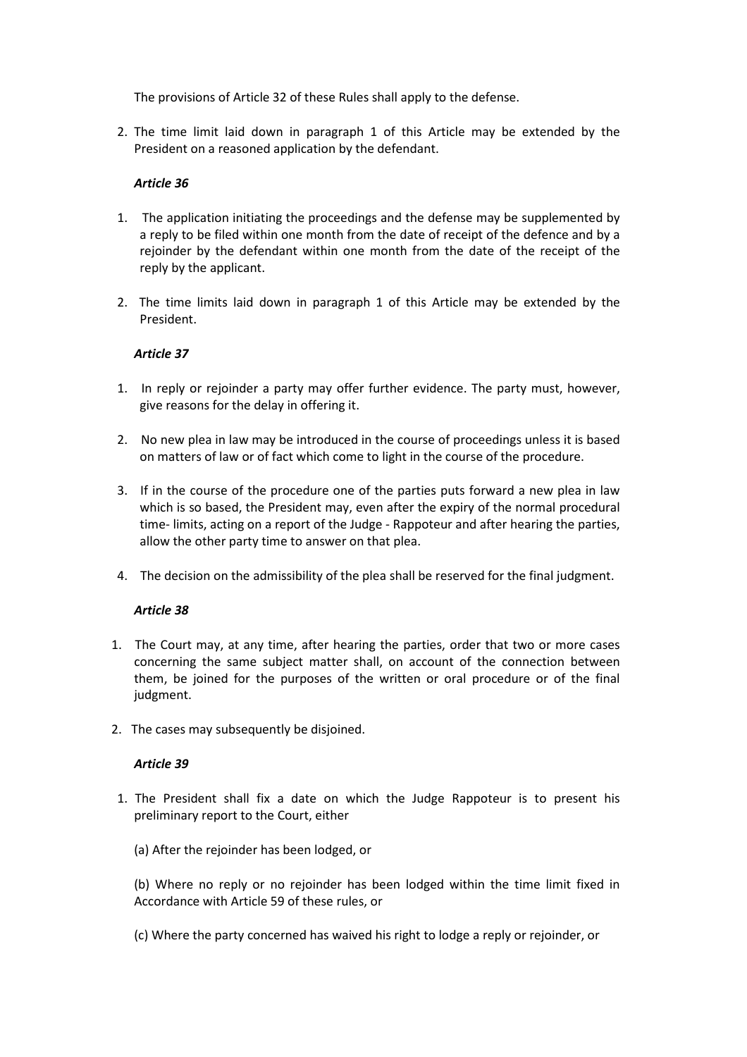The provisions of Article 32 of these Rules shall apply to the defense.

2. The time limit laid down in paragraph 1 of this Article may be extended by the President on a reasoned application by the defendant.

***Article 36***

1. The application initiating the proceedings and the defense may be supplemented by a reply to be filed within one month from the date of receipt of the defence and by a rejoinder by the defendant within one month from the date of the receipt of the reply by the applicant.

2. The time limits laid down in paragraph 1 of this Article may be extended by the President.

***Article 37***

1. In reply or rejoinder a party may offer further evidence. The party must, however, give reasons for the delay in offering it.

2. No new plea in law may be introduced in the course of proceedings unless it is based on matters of law or of fact which come to light in the course of the procedure.

3. If in the course of the procedure one of the parties puts forward a new plea in law which is so based, the President may, even after the expiry of the normal procedural time- limits, acting on a report of the Judge - Rappoteur and after hearing the parties, allow the other party time to answer on that plea.

4. The decision on the admissibility of the plea shall be reserved for the final judgment.

***Article 38***

1. The Court may, at any time, after hearing the parties, order that two or more cases concerning the same subject matter shall, on account of the connection between them, be joined for the purposes of the written or oral procedure or of the final judgment.

2. The cases may subsequently be disjoined.

***Article 39***

1. The President shall fix a date on which the Judge Rappoteur is to present his preliminary report to the Court, either

   (a) After the rejoinder has been lodged, or

   (b) Where no reply or no rejoinder has been lodged within the time limit fixed in Accordance with Article 59 of these rules, or

   (c) Where the party concerned has waived his right to lodge a reply or rejoinder, or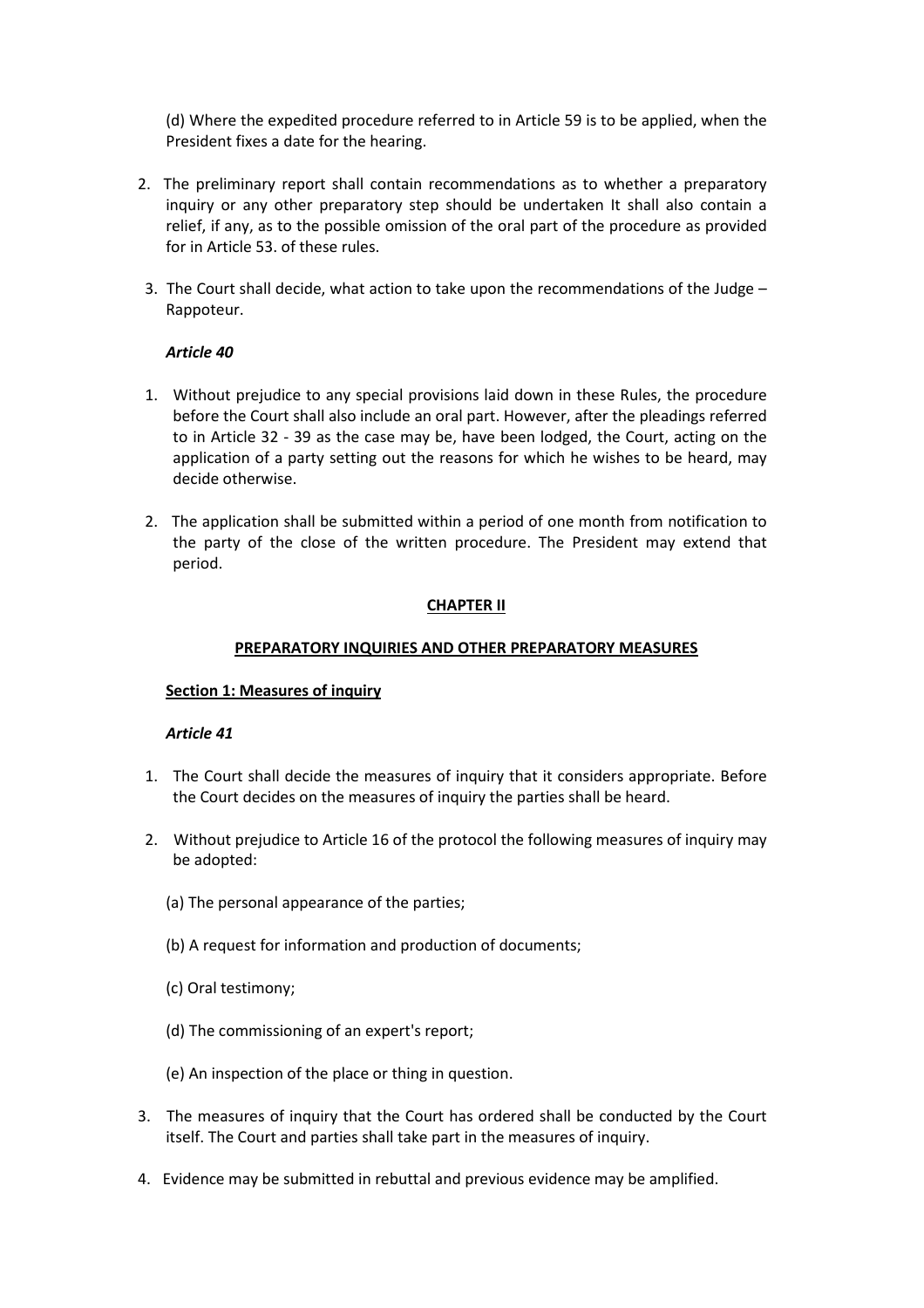(d) Where the expedited procedure referred to in Article 59 is to be applied, when the President fixes a date for the hearing.

2. The preliminary report shall contain recommendations as to whether a preparatory inquiry or any other preparatory step should be undertaken It shall also contain a relief, if any, as to the possible omission of the oral part of the procedure as provided for in Article 53. of these rules.

3. The Court shall decide, what action to take upon the recommendations of the Judge – Rappoteur.

***Article 40***

1. Without prejudice to any special provisions laid down in these Rules, the procedure before the Court shall also include an oral part. However, after the pleadings referred to in Article 32 - 39 as the case may be, have been lodged, the Court, acting on the application of a party setting out the reasons for which he wishes to be heard, may decide otherwise.

2. The application shall be submitted within a period of one month from notification to the party of the close of the written procedure. The President may extend that period.

## CHAPTER II

## PREPARATORY INQUIRIES AND OTHER PREPARATORY MEASURES

### Section 1: Measures of inquiry

***Article 41***

1. The Court shall decide the measures of inquiry that it considers appropriate. Before the Court decides on the measures of inquiry the parties shall be heard.

2. Without prejudice to Article 16 of the protocol the following measures of inquiry may be adopted:

   (a) The personal appearance of the parties;

   (b) A request for information and production of documents;

   (c) Oral testimony;

   (d) The commissioning of an expert's report;

   (e) An inspection of the place or thing in question.

3. The measures of inquiry that the Court has ordered shall be conducted by the Court itself. The Court and parties shall take part in the measures of inquiry.

4. Evidence may be submitted in rebuttal and previous evidence may be amplified.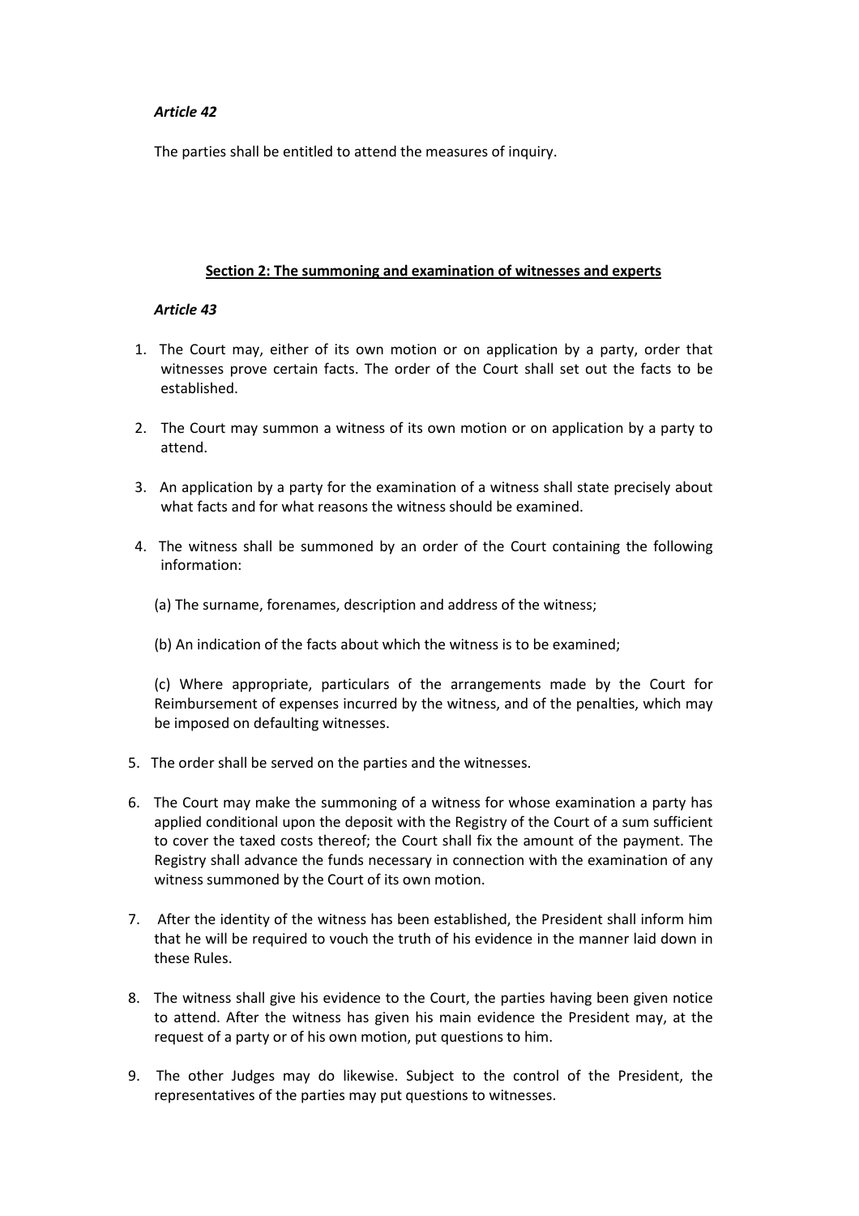*Article 42*

The parties shall be entitled to attend the measures of inquiry.

**Section 2: The summoning and examination of witnesses and experts**

*Article 43*

1. The Court may, either of its own motion or on application by a party, order that witnesses prove certain facts. The order of the Court shall set out the facts to be established.

2. The Court may summon a witness of its own motion or on application by a party to attend.

3. An application by a party for the examination of a witness shall state precisely about what facts and for what reasons the witness should be examined.

4. The witness shall be summoned by an order of the Court containing the following information:

   (a) The surname, forenames, description and address of the witness;

   (b) An indication of the facts about which the witness is to be examined;

   (c) Where appropriate, particulars of the arrangements made by the Court for Reimbursement of expenses incurred by the witness, and of the penalties, which may be imposed on defaulting witnesses.

5. The order shall be served on the parties and the witnesses.

6. The Court may make the summoning of a witness for whose examination a party has applied conditional upon the deposit with the Registry of the Court of a sum sufficient to cover the taxed costs thereof; the Court shall fix the amount of the payment. The Registry shall advance the funds necessary in connection with the examination of any witness summoned by the Court of its own motion.

7. After the identity of the witness has been established, the President shall inform him that he will be required to vouch the truth of his evidence in the manner laid down in these Rules.

8. The witness shall give his evidence to the Court, the parties having been given notice to attend. After the witness has given his main evidence the President may, at the request of a party or of his own motion, put questions to him.

9. The other Judges may do likewise. Subject to the control of the President, the representatives of the parties may put questions to witnesses.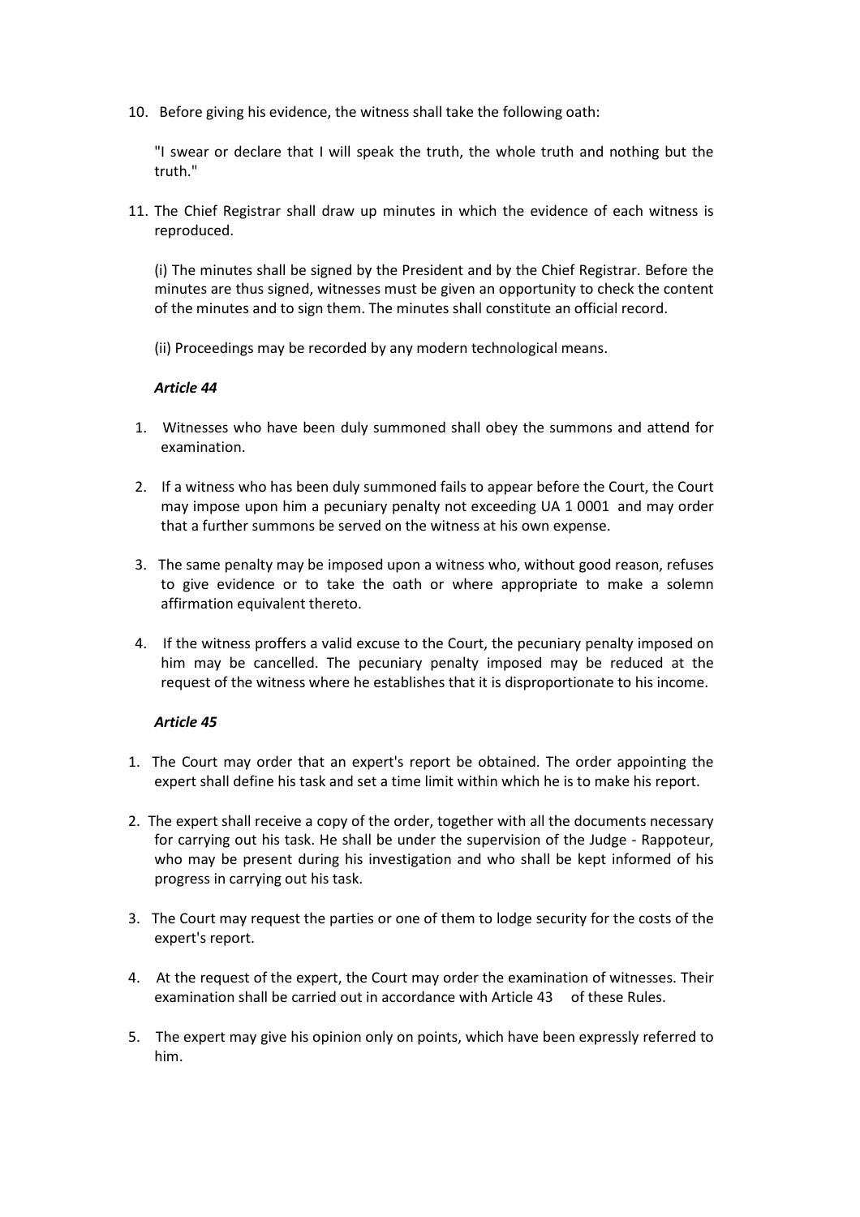10. Before giving his evidence, the witness shall take the following oath:

    "I swear or declare that I will speak the truth, the whole truth and nothing but the truth."

11. The Chief Registrar shall draw up minutes in which the evidence of each witness is reproduced.

    (i) The minutes shall be signed by the President and by the Chief Registrar. Before the minutes are thus signed, witnesses must be given an opportunity to check the content of the minutes and to sign them. The minutes shall constitute an official record.

    (ii) Proceedings may be recorded by any modern technological means.

### *Article 44*

1. Witnesses who have been duly summoned shall obey the summons and attend for examination.
2. If a witness who has been duly summoned fails to appear before the Court, the Court may impose upon him a pecuniary penalty not exceeding UA 1 0001 and may order that a further summons be served on the witness at his own expense.
3. The same penalty may be imposed upon a witness who, without good reason, refuses to give evidence or to take the oath or where appropriate to make a solemn affirmation equivalent thereto.
4. If the witness proffers a valid excuse to the Court, the pecuniary penalty imposed on him may be cancelled. The pecuniary penalty imposed may be reduced at the request of the witness where he establishes that it is disproportionate to his income.

### *Article 45*

1. The Court may order that an expert's report be obtained. The order appointing the expert shall define his task and set a time limit within which he is to make his report.
2. The expert shall receive a copy of the order, together with all the documents necessary for carrying out his task. He shall be under the supervision of the Judge - Rappoteur, who may be present during his investigation and who shall be kept informed of his progress in carrying out his task.
3. The Court may request the parties or one of them to lodge security for the costs of the expert's report.
4. At the request of the expert, the Court may order the examination of witnesses. Their examination shall be carried out in accordance with Article 43 of these Rules.
5. The expert may give his opinion only on points, which have been expressly referred to him.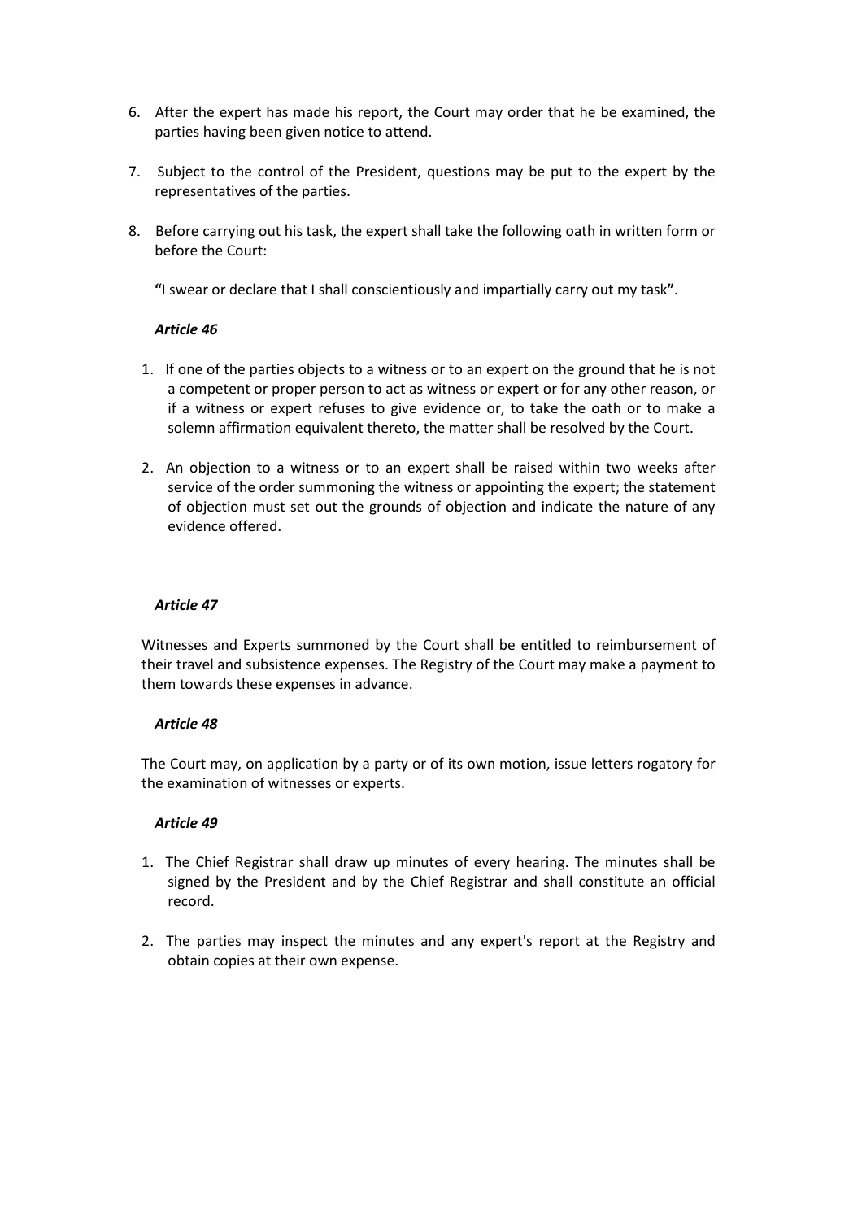6. After the expert has made his report, the Court may order that he be examined, the parties having been given notice to attend.

7. Subject to the control of the President, questions may be put to the expert by the representatives of the parties.

8. Before carrying out his task, the expert shall take the following oath in written form or before the Court:

   **"**I swear or declare that I shall conscientiously and impartially carry out my task**"**.

### *Article 46*

1. If one of the parties objects to a witness or to an expert on the ground that he is not a competent or proper person to act as witness or expert or for any other reason, or if a witness or expert refuses to give evidence or, to take the oath or to make a solemn affirmation equivalent thereto, the matter shall be resolved by the Court.

2. An objection to a witness or to an expert shall be raised within two weeks after service of the order summoning the witness or appointing the expert; the statement of objection must set out the grounds of objection and indicate the nature of any evidence offered.

### *Article 47*

Witnesses and Experts summoned by the Court shall be entitled to reimbursement of their travel and subsistence expenses. The Registry of the Court may make a payment to them towards these expenses in advance.

### *Article 48*

The Court may, on application by a party or of its own motion, issue letters rogatory for the examination of witnesses or experts.

### *Article 49*

1. The Chief Registrar shall draw up minutes of every hearing. The minutes shall be signed by the President and by the Chief Registrar and shall constitute an official record.

2. The parties may inspect the minutes and any expert's report at the Registry and obtain copies at their own expense.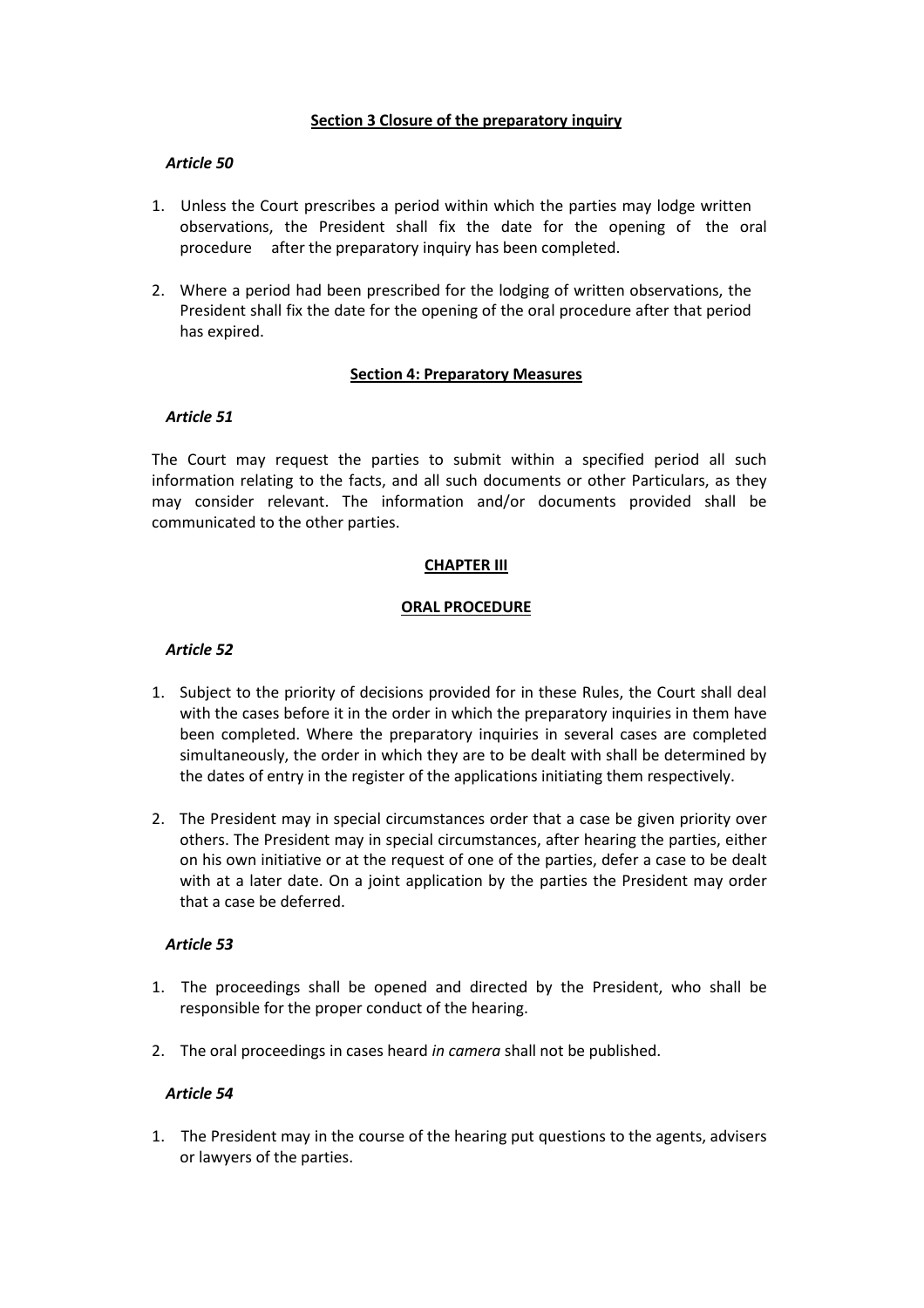**Section 3 Closure of the preparatory inquiry**

***Article 50***

1. Unless the Court prescribes a period within which the parties may lodge written observations, the President shall fix the date for the opening of the oral procedure after the preparatory inquiry has been completed.

2. Where a period had been prescribed for the lodging of written observations, the President shall fix the date for the opening of the oral procedure after that period has expired.

**Section 4: Preparatory Measures**

***Article 51***

The Court may request the parties to submit within a specified period all such information relating to the facts, and all such documents or other Particulars, as they may consider relevant. The information and/or documents provided shall be communicated to the other parties.

**CHAPTER III**

**ORAL PROCEDURE**

***Article 52***

1. Subject to the priority of decisions provided for in these Rules, the Court shall deal with the cases before it in the order in which the preparatory inquiries in them have been completed. Where the preparatory inquiries in several cases are completed simultaneously, the order in which they are to be dealt with shall be determined by the dates of entry in the register of the applications initiating them respectively.

2. The President may in special circumstances order that a case be given priority over others. The President may in special circumstances, after hearing the parties, either on his own initiative or at the request of one of the parties, defer a case to be dealt with at a later date. On a joint application by the parties the President may order that a case be deferred.

***Article 53***

1. The proceedings shall be opened and directed by the President, who shall be responsible for the proper conduct of the hearing.

2. The oral proceedings in cases heard *in camera* shall not be published.

***Article 54***

1. The President may in the course of the hearing put questions to the agents, advisers or lawyers of the parties.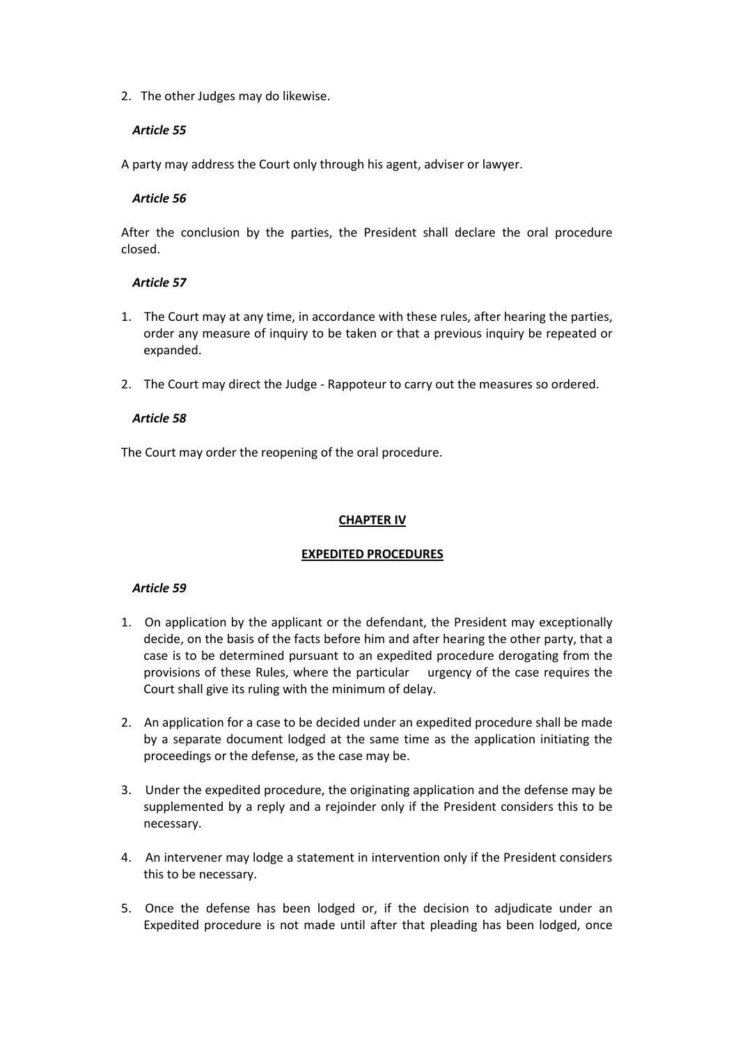2. The other Judges may do likewise.

*Article 55*

A party may address the Court only through his agent, adviser or lawyer.

*Article 56*

After the conclusion by the parties, the President shall declare the oral procedure closed.

*Article 57*

1. The Court may at any time, in accordance with these rules, after hearing the parties, order any measure of inquiry to be taken or that a previous inquiry be repeated or expanded.

2. The Court may direct the Judge - Rappoteur to carry out the measures so ordered.

*Article 58*

The Court may order the reopening of the oral procedure.

## CHAPTER IV

## EXPEDITED PROCEDURES

*Article 59*

1. On application by the applicant or the defendant, the President may exceptionally decide, on the basis of the facts before him and after hearing the other party, that a case is to be determined pursuant to an expedited procedure derogating from the provisions of these Rules, where the particular urgency of the case requires the Court shall give its ruling with the minimum of delay.

2. An application for a case to be decided under an expedited procedure shall be made by a separate document lodged at the same time as the application initiating the proceedings or the defense, as the case may be.

3. Under the expedited procedure, the originating application and the defense may be supplemented by a reply and a rejoinder only if the President considers this to be necessary.

4. An intervener may lodge a statement in intervention only if the President considers this to be necessary.

5. Once the defense has been lodged or, if the decision to adjudicate under an Expedited procedure is not made until after that pleading has been lodged, once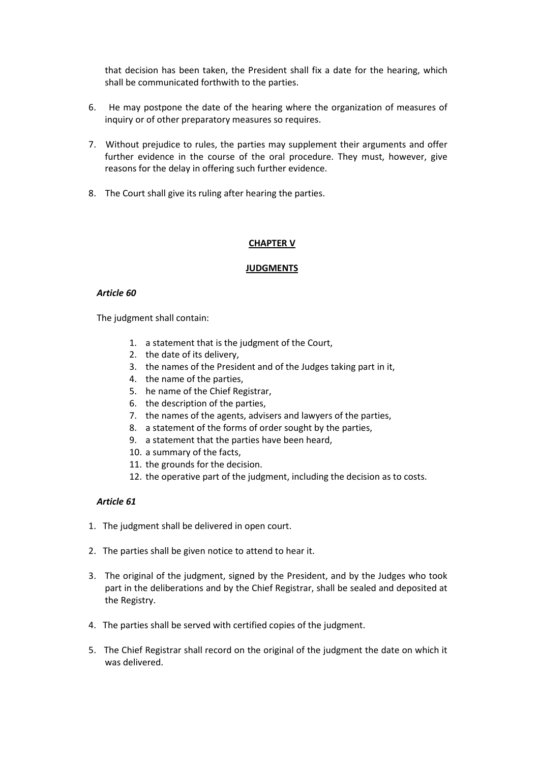that decision has been taken, the President shall fix a date for the hearing, which shall be communicated forthwith to the parties.

6. He may postpone the date of the hearing where the organization of measures of inquiry or of other preparatory measures so requires.

7. Without prejudice to rules, the parties may supplement their arguments and offer further evidence in the course of the oral procedure. They must, however, give reasons for the delay in offering such further evidence.

8. The Court shall give its ruling after hearing the parties.

## **CHAPTER V**

## **JUDGMENTS**

***Article 60***

The judgment shall contain:

1. a statement that is the judgment of the Court,
2. the date of its delivery,
3. the names of the President and of the Judges taking part in it,
4. the name of the parties,
5. he name of the Chief Registrar,
6. the description of the parties,
7. the names of the agents, advisers and lawyers of the parties,
8. a statement of the forms of order sought by the parties,
9. a statement that the parties have been heard,
10. a summary of the facts,
11. the grounds for the decision.
12. the operative part of the judgment, including the decision as to costs.

***Article 61***

1. The judgment shall be delivered in open court.

2. The parties shall be given notice to attend to hear it.

3. The original of the judgment, signed by the President, and by the Judges who took part in the deliberations and by the Chief Registrar, shall be sealed and deposited at the Registry.

4. The parties shall be served with certified copies of the judgment.

5. The Chief Registrar shall record on the original of the judgment the date on which it was delivered.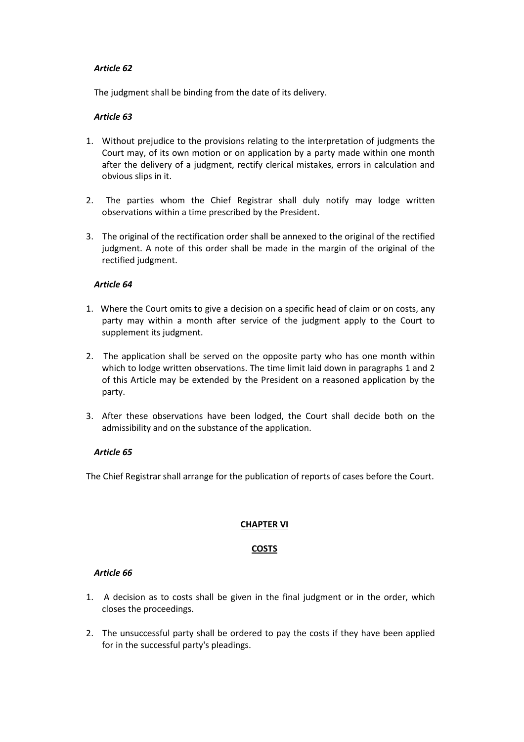*Article 62*

The judgment shall be binding from the date of its delivery.

*Article 63*

1. Without prejudice to the provisions relating to the interpretation of judgments the Court may, of its own motion or on application by a party made within one month after the delivery of a judgment, rectify clerical mistakes, errors in calculation and obvious slips in it.

2. The parties whom the Chief Registrar shall duly notify may lodge written observations within a time prescribed by the President.

3. The original of the rectification order shall be annexed to the original of the rectified judgment. A note of this order shall be made in the margin of the original of the rectified judgment.

*Article 64*

1. Where the Court omits to give a decision on a specific head of claim or on costs, any party may within a month after service of the judgment apply to the Court to supplement its judgment.

2. The application shall be served on the opposite party who has one month within which to lodge written observations. The time limit laid down in paragraphs 1 and 2 of this Article may be extended by the President on a reasoned application by the party.

3. After these observations have been lodged, the Court shall decide both on the admissibility and on the substance of the application.

*Article 65*

The Chief Registrar shall arrange for the publication of reports of cases before the Court.

## CHAPTER VI

## COSTS

*Article 66*

1. A decision as to costs shall be given in the final judgment or in the order, which closes the proceedings.

2. The unsuccessful party shall be ordered to pay the costs if they have been applied for in the successful party's pleadings.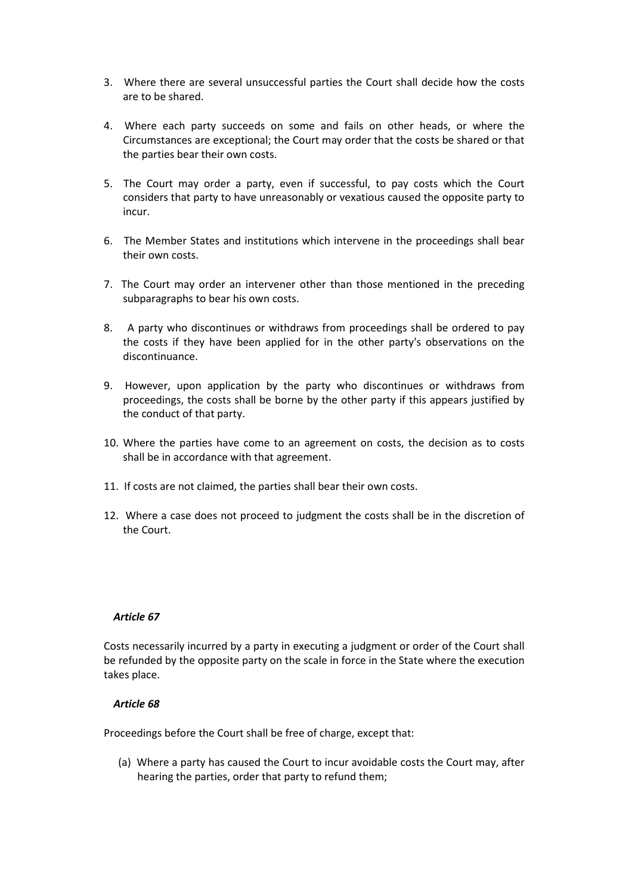3. Where there are several unsuccessful parties the Court shall decide how the costs are to be shared.

4. Where each party succeeds on some and fails on other heads, or where the Circumstances are exceptional; the Court may order that the costs be shared or that the parties bear their own costs.

5. The Court may order a party, even if successful, to pay costs which the Court considers that party to have unreasonably or vexatious caused the opposite party to incur.

6. The Member States and institutions which intervene in the proceedings shall bear their own costs.

7. The Court may order an intervener other than those mentioned in the preceding subparagraphs to bear his own costs.

8. A party who discontinues or withdraws from proceedings shall be ordered to pay the costs if they have been applied for in the other party's observations on the discontinuance.

9. However, upon application by the party who discontinues or withdraws from proceedings, the costs shall be borne by the other party if this appears justified by the conduct of that party.

10. Where the parties have come to an agreement on costs, the decision as to costs shall be in accordance with that agreement.

11. If costs are not claimed, the parties shall bear their own costs.

12. Where a case does not proceed to judgment the costs shall be in the discretion of the Court.

***Article 67***

Costs necessarily incurred by a party in executing a judgment or order of the Court shall be refunded by the opposite party on the scale in force in the State where the execution takes place.

***Article 68***

Proceedings before the Court shall be free of charge, except that:

(a) Where a party has caused the Court to incur avoidable costs the Court may, after hearing the parties, order that party to refund them;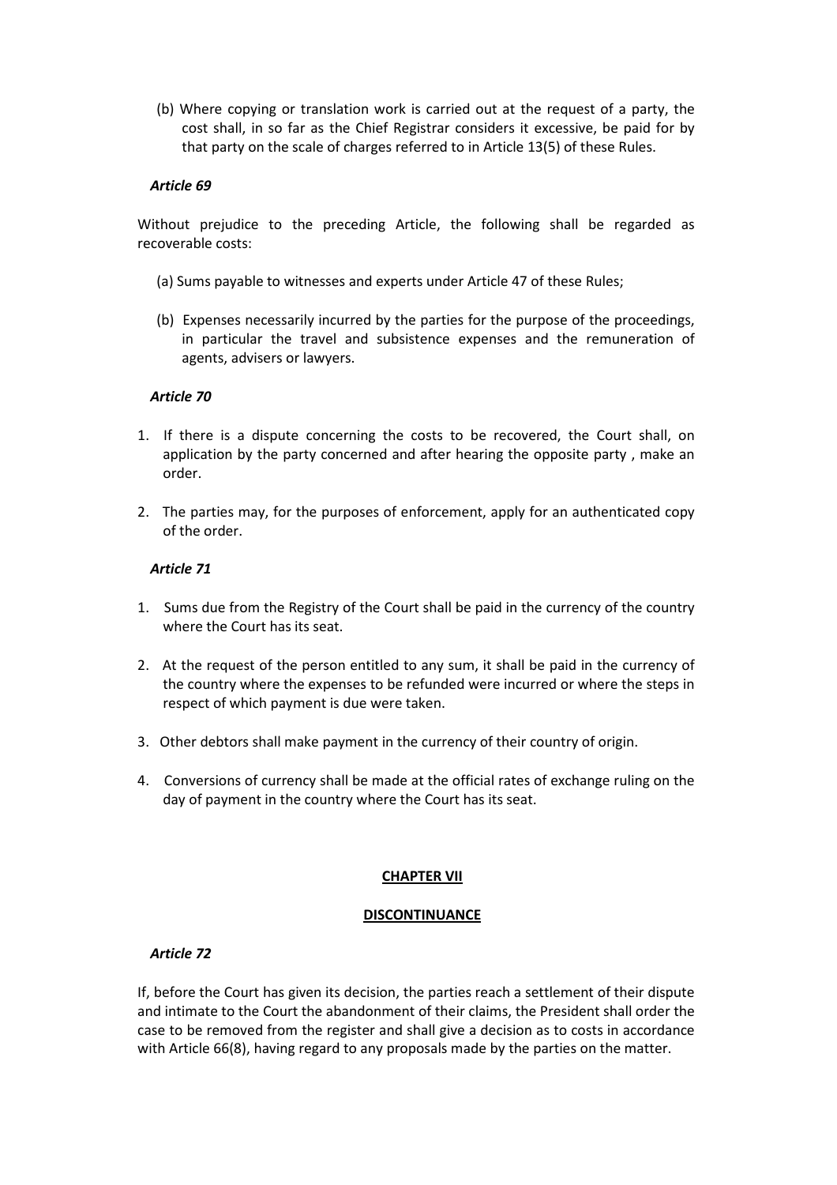(b) Where copying or translation work is carried out at the request of a party, the cost shall, in so far as the Chief Registrar considers it excessive, be paid for by that party on the scale of charges referred to in Article 13(5) of these Rules.

***Article 69***

Without prejudice to the preceding Article, the following shall be regarded as recoverable costs:

(a) Sums payable to witnesses and experts under Article 47 of these Rules;

(b) Expenses necessarily incurred by the parties for the purpose of the proceedings, in particular the travel and subsistence expenses and the remuneration of agents, advisers or lawyers.

***Article 70***

1. If there is a dispute concerning the costs to be recovered, the Court shall, on application by the party concerned and after hearing the opposite party , make an order.

2. The parties may, for the purposes of enforcement, apply for an authenticated copy of the order.

***Article 71***

1. Sums due from the Registry of the Court shall be paid in the currency of the country where the Court has its seat.

2. At the request of the person entitled to any sum, it shall be paid in the currency of the country where the expenses to be refunded were incurred or where the steps in respect of which payment is due were taken.

3. Other debtors shall make payment in the currency of their country of origin.

4. Conversions of currency shall be made at the official rates of exchange ruling on the day of payment in the country where the Court has its seat.

## CHAPTER VII

## DISCONTINUANCE

***Article 72***

If, before the Court has given its decision, the parties reach a settlement of their dispute and intimate to the Court the abandonment of their claims, the President shall order the case to be removed from the register and shall give a decision as to costs in accordance with Article 66(8), having regard to any proposals made by the parties on the matter.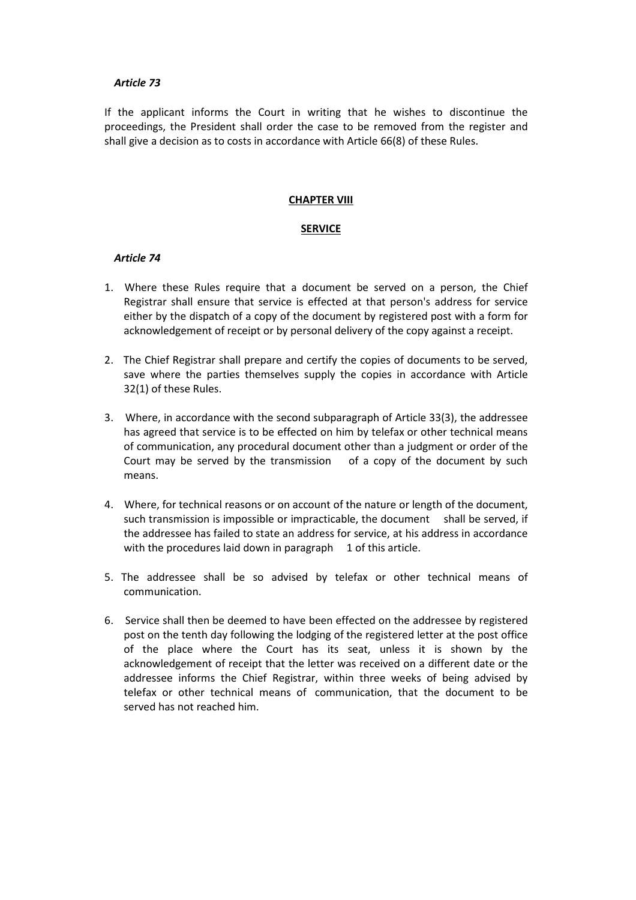*Article 73*

If the applicant informs the Court in writing that he wishes to discontinue the proceedings, the President shall order the case to be removed from the register and shall give a decision as to costs in accordance with Article 66(8) of these Rules.

## CHAPTER VIII

## SERVICE

*Article 74*

1. Where these Rules require that a document be served on a person, the Chief Registrar shall ensure that service is effected at that person's address for service either by the dispatch of a copy of the document by registered post with a form for acknowledgement of receipt or by personal delivery of the copy against a receipt.

2. The Chief Registrar shall prepare and certify the copies of documents to be served, save where the parties themselves supply the copies in accordance with Article 32(1) of these Rules.

3. Where, in accordance with the second subparagraph of Article 33(3), the addressee has agreed that service is to be effected on him by telefax or other technical means of communication, any procedural document other than a judgment or order of the Court may be served by the transmission of a copy of the document by such means.

4. Where, for technical reasons or on account of the nature or length of the document, such transmission is impossible or impracticable, the document shall be served, if the addressee has failed to state an address for service, at his address in accordance with the procedures laid down in paragraph 1 of this article.

5. The addressee shall be so advised by telefax or other technical means of communication.

6. Service shall then be deemed to have been effected on the addressee by registered post on the tenth day following the lodging of the registered letter at the post office of the place where the Court has its seat, unless it is shown by the acknowledgement of receipt that the letter was received on a different date or the addressee informs the Chief Registrar, within three weeks of being advised by telefax or other technical means of communication, that the document to be served has not reached him.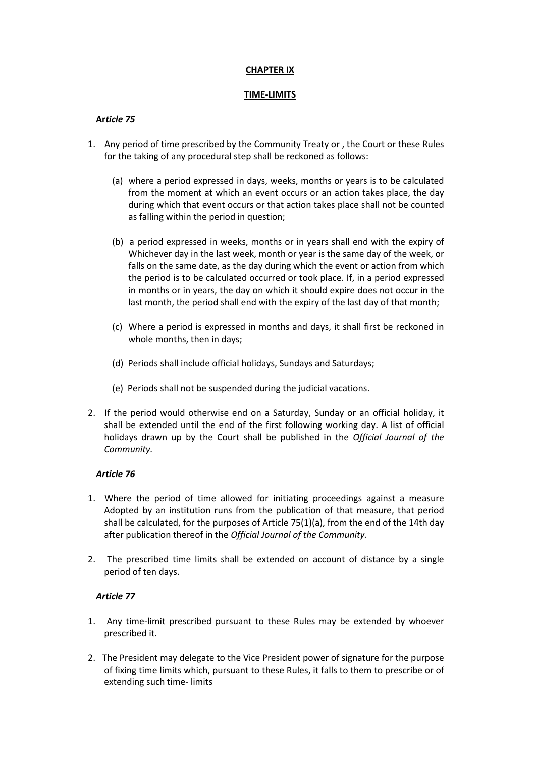**CHAPTER IX**

**TIME-LIMITS**

***Article 75***

1. Any period of time prescribed by the Community Treaty or , the Court or these Rules for the taking of any procedural step shall be reckoned as follows:

   (a) where a period expressed in days, weeks, months or years is to be calculated from the moment at which an event occurs or an action takes place, the day during which that event occurs or that action takes place shall not be counted as falling within the period in question;

   (b) a period expressed in weeks, months or in years shall end with the expiry of Whichever day in the last week, month or year is the same day of the week, or falls on the same date, as the day during which the event or action from which the period is to be calculated occurred or took place. If, in a period expressed in months or in years, the day on which it should expire does not occur in the last month, the period shall end with the expiry of the last day of that month;

   (c) Where a period is expressed in months and days, it shall first be reckoned in whole months, then in days;

   (d) Periods shall include official holidays, Sundays and Saturdays;

   (e) Periods shall not be suspended during the judicial vacations.

2. If the period would otherwise end on a Saturday, Sunday or an official holiday, it shall be extended until the end of the first following working day. A list of official holidays drawn up by the Court shall be published in the *Official Journal of the Community.*

***Article 76***

1. Where the period of time allowed for initiating proceedings against a measure Adopted by an institution runs from the publication of that measure, that period shall be calculated, for the purposes of Article 75(1)(a), from the end of the 14th day after publication thereof in the *Official Journal of the Community.*

2. The prescribed time limits shall be extended on account of distance by a single period of ten days.

***Article 77***

1. Any time-limit prescribed pursuant to these Rules may be extended by whoever prescribed it.

2. The President may delegate to the Vice President power of signature for the purpose of fixing time limits which, pursuant to these Rules, it falls to them to prescribe or of extending such time- limits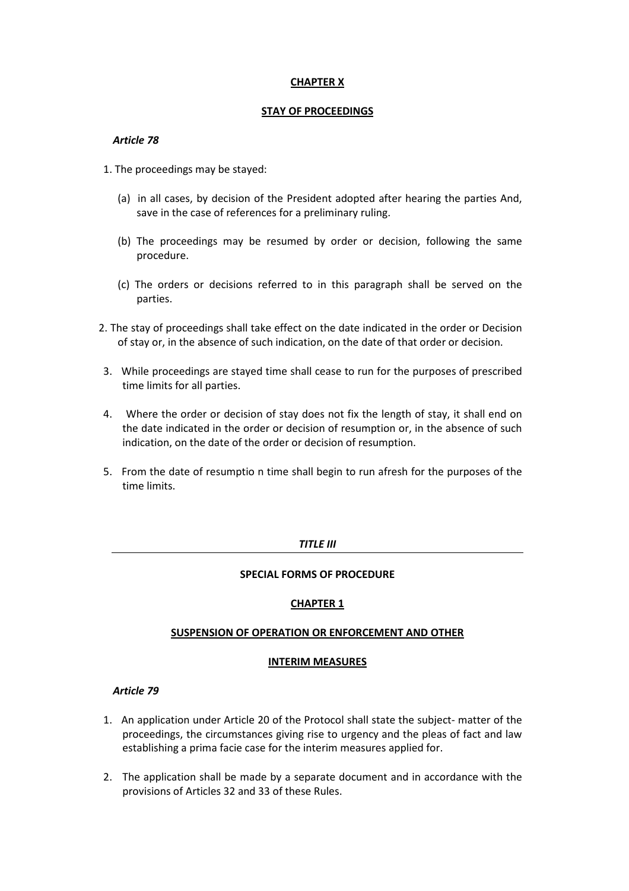## CHAPTER X

## STAY OF PROCEEDINGS

### *Article 78*

1. The proceedings may be stayed:

   (a) in all cases, by decision of the President adopted after hearing the parties And, save in the case of references for a preliminary ruling.

   (b) The proceedings may be resumed by order or decision, following the same procedure.

   (c) The orders or decisions referred to in this paragraph shall be served on the parties.

2. The stay of proceedings shall take effect on the date indicated in the order or Decision of stay or, in the absence of such indication, on the date of that order or decision.

3. While proceedings are stayed time shall cease to run for the purposes of prescribed time limits for all parties.

4. Where the order or decision of stay does not fix the length of stay, it shall end on the date indicated in the order or decision of resumption or, in the absence of such indication, on the date of the order or decision of resumption.

5. From the date of resumptio n time shall begin to run afresh for the purposes of the time limits.

---

# *TITLE III*

## SPECIAL FORMS OF PROCEDURE

## CHAPTER 1

## SUSPENSION OF OPERATION OR ENFORCEMENT AND OTHER INTERIM MEASURES

### *Article 79*

1. An application under Article 20 of the Protocol shall state the subject- matter of the proceedings, the circumstances giving rise to urgency and the pleas of fact and law establishing a prima facie case for the interim measures applied for.

2. The application shall be made by a separate document and in accordance with the provisions of Articles 32 and 33 of these Rules.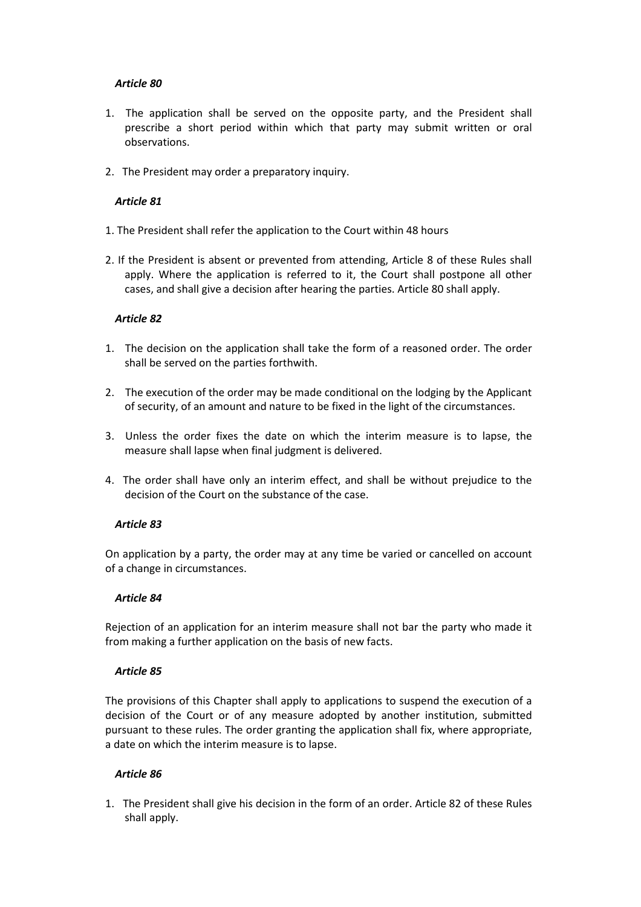***Article 80***

1. The application shall be served on the opposite party, and the President shall prescribe a short period within which that party may submit written or oral observations.

2. The President may order a preparatory inquiry.

***Article 81***

1. The President shall refer the application to the Court within 48 hours

2. If the President is absent or prevented from attending, Article 8 of these Rules shall apply. Where the application is referred to it, the Court shall postpone all other cases, and shall give a decision after hearing the parties. Article 80 shall apply.

***Article 82***

1. The decision on the application shall take the form of a reasoned order. The order shall be served on the parties forthwith.

2. The execution of the order may be made conditional on the lodging by the Applicant of security, of an amount and nature to be fixed in the light of the circumstances.

3. Unless the order fixes the date on which the interim measure is to lapse, the measure shall lapse when final judgment is delivered.

4. The order shall have only an interim effect, and shall be without prejudice to the decision of the Court on the substance of the case.

***Article 83***

On application by a party, the order may at any time be varied or cancelled on account of a change in circumstances.

***Article 84***

Rejection of an application for an interim measure shall not bar the party who made it from making a further application on the basis of new facts.

***Article 85***

The provisions of this Chapter shall apply to applications to suspend the execution of a decision of the Court or of any measure adopted by another institution, submitted pursuant to these rules. The order granting the application shall fix, where appropriate, a date on which the interim measure is to lapse.

***Article 86***

1. The President shall give his decision in the form of an order. Article 82 of these Rules shall apply.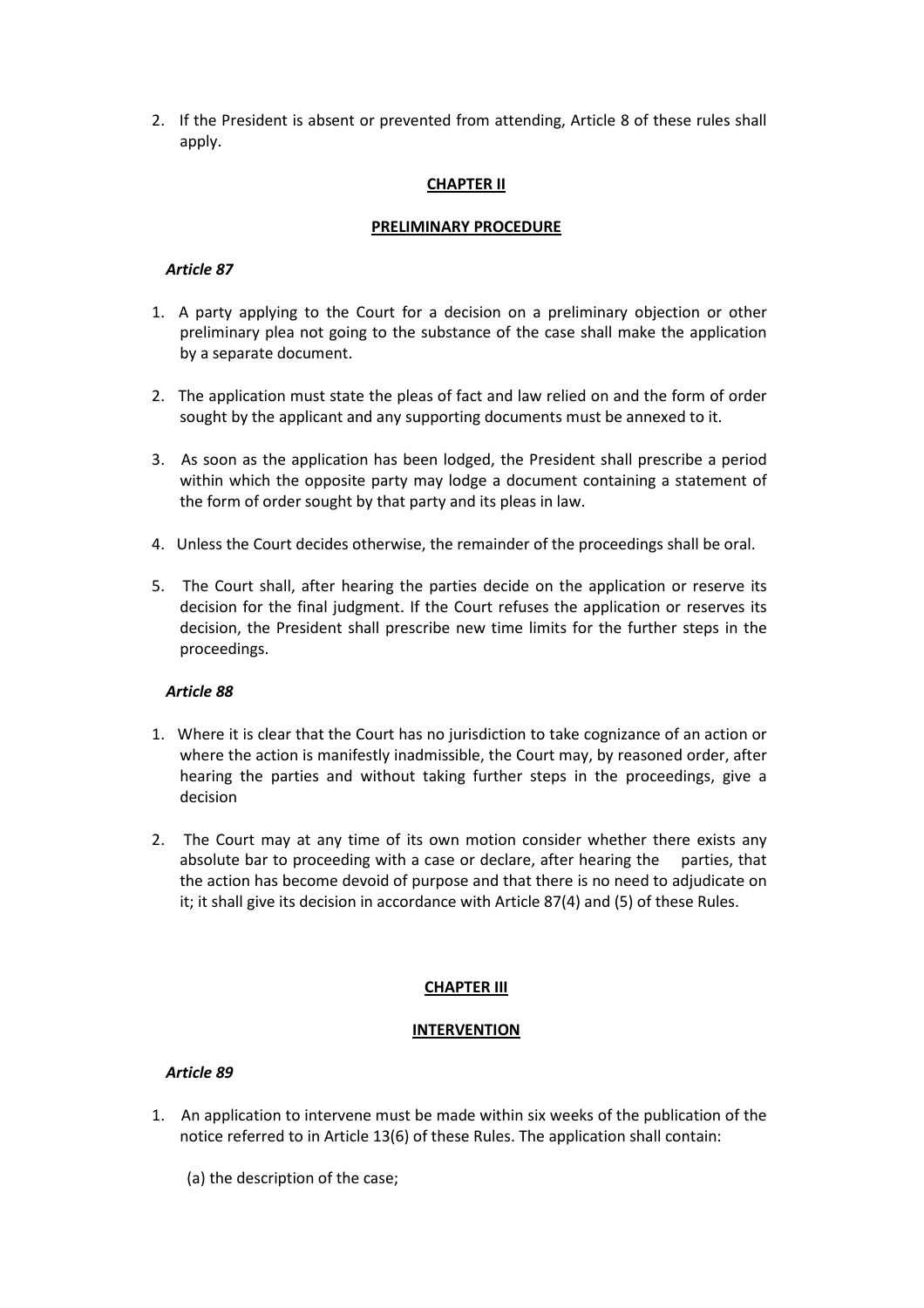2. If the President is absent or prevented from attending, Article 8 of these rules shall apply.

## CHAPTER II

## PRELIMINARY PROCEDURE

### *Article 87*

1. A party applying to the Court for a decision on a preliminary objection or other preliminary plea not going to the substance of the case shall make the application by a separate document.

2. The application must state the pleas of fact and law relied on and the form of order sought by the applicant and any supporting documents must be annexed to it.

3. As soon as the application has been lodged, the President shall prescribe a period within which the opposite party may lodge a document containing a statement of the form of order sought by that party and its pleas in law.

4. Unless the Court decides otherwise, the remainder of the proceedings shall be oral.

5. The Court shall, after hearing the parties decide on the application or reserve its decision for the final judgment. If the Court refuses the application or reserves its decision, the President shall prescribe new time limits for the further steps in the proceedings.

### *Article 88*

1. Where it is clear that the Court has no jurisdiction to take cognizance of an action or where the action is manifestly inadmissible, the Court may, by reasoned order, after hearing the parties and without taking further steps in the proceedings, give a decision

2. The Court may at any time of its own motion consider whether there exists any absolute bar to proceeding with a case or declare, after hearing the parties, that the action has become devoid of purpose and that there is no need to adjudicate on it; it shall give its decision in accordance with Article 87(4) and (5) of these Rules.

## CHAPTER III

## INTERVENTION

### *Article 89*

1. An application to intervene must be made within six weeks of the publication of the notice referred to in Article 13(6) of these Rules. The application shall contain:

   (a) the description of the case;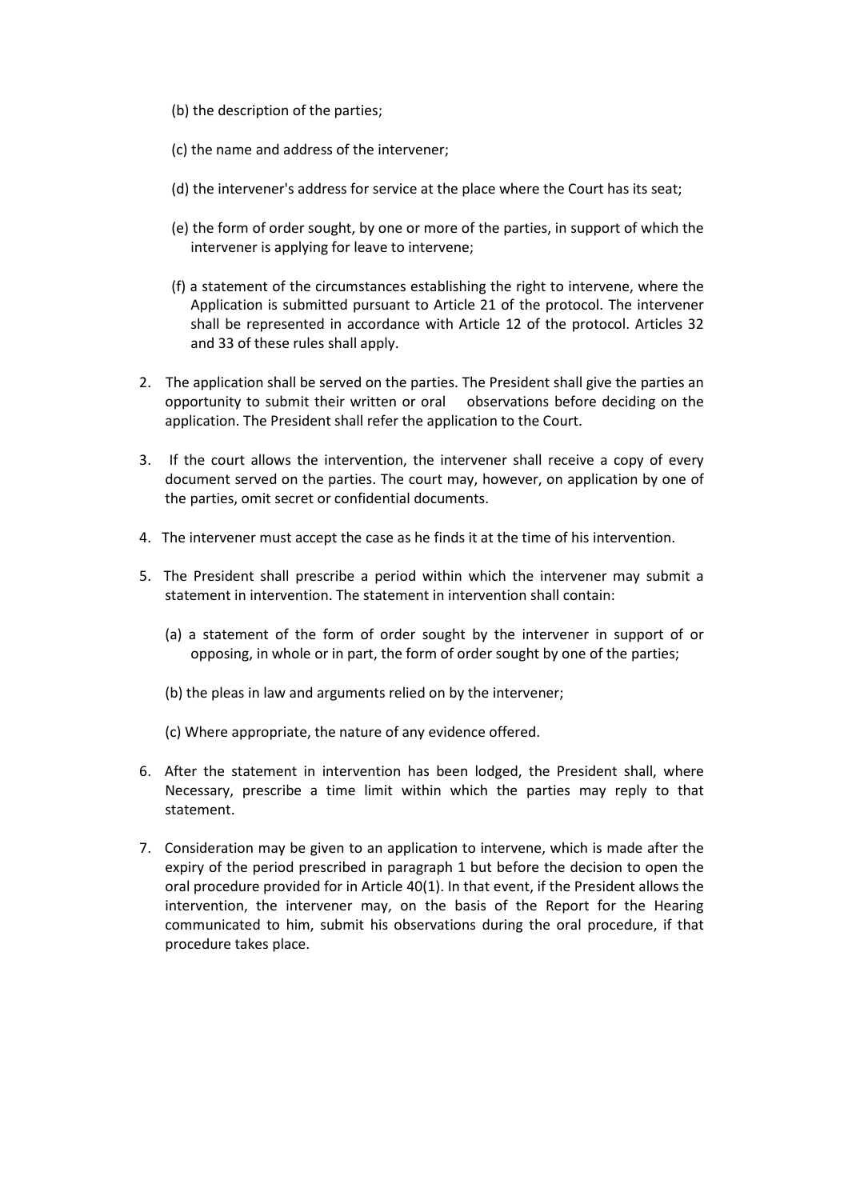(b) the description of the parties;

(c) the name and address of the intervener;

(d) the intervener's address for service at the place where the Court has its seat;

(e) the form of order sought, by one or more of the parties, in support of which the intervener is applying for leave to intervene;

(f) a statement of the circumstances establishing the right to intervene, where the Application is submitted pursuant to Article 21 of the protocol. The intervener shall be represented in accordance with Article 12 of the protocol. Articles 32 and 33 of these rules shall apply.

2. The application shall be served on the parties. The President shall give the parties an opportunity to submit their written or oral observations before deciding on the application. The President shall refer the application to the Court.

3. If the court allows the intervention, the intervener shall receive a copy of every document served on the parties. The court may, however, on application by one of the parties, omit secret or confidential documents.

4. The intervener must accept the case as he finds it at the time of his intervention.

5. The President shall prescribe a period within which the intervener may submit a statement in intervention. The statement in intervention shall contain:

   (a) a statement of the form of order sought by the intervener in support of or opposing, in whole or in part, the form of order sought by one of the parties;

   (b) the pleas in law and arguments relied on by the intervener;

   (c) Where appropriate, the nature of any evidence offered.

6. After the statement in intervention has been lodged, the President shall, where Necessary, prescribe a time limit within which the parties may reply to that statement.

7. Consideration may be given to an application to intervene, which is made after the expiry of the period prescribed in paragraph 1 but before the decision to open the oral procedure provided for in Article 40(1). In that event, if the President allows the intervention, the intervener may, on the basis of the Report for the Hearing communicated to him, submit his observations during the oral procedure, if that procedure takes place.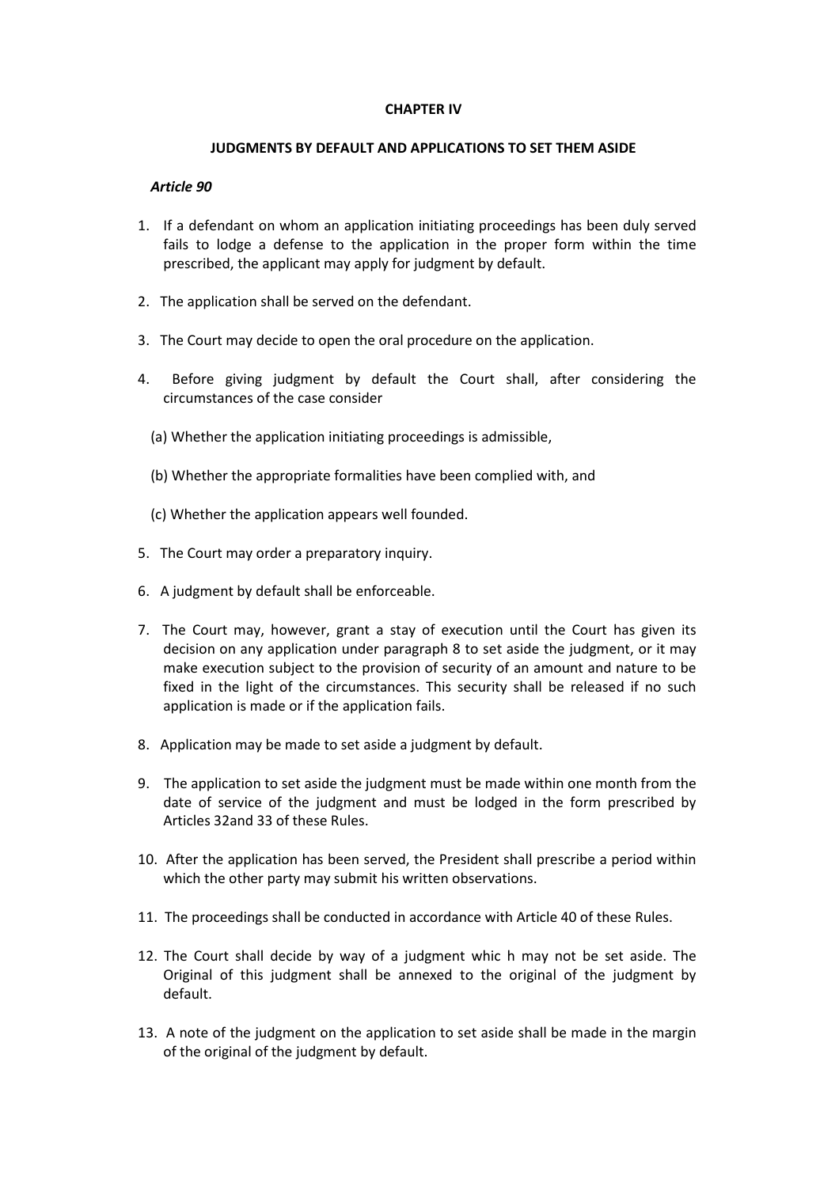**CHAPTER IV**

**JUDGMENTS BY DEFAULT AND APPLICATIONS TO SET THEM ASIDE**

***Article 90***

1. If a defendant on whom an application initiating proceedings has been duly served fails to lodge a defense to the application in the proper form within the time prescribed, the applicant may apply for judgment by default.

2. The application shall be served on the defendant.

3. The Court may decide to open the oral procedure on the application.

4. Before giving judgment by default the Court shall, after considering the circumstances of the case consider

   (a) Whether the application initiating proceedings is admissible,

   (b) Whether the appropriate formalities have been complied with, and

   (c) Whether the application appears well founded.

5. The Court may order a preparatory inquiry.

6. A judgment by default shall be enforceable.

7. The Court may, however, grant a stay of execution until the Court has given its decision on any application under paragraph 8 to set aside the judgment, or it may make execution subject to the provision of security of an amount and nature to be fixed in the light of the circumstances. This security shall be released if no such application is made or if the application fails.

8. Application may be made to set aside a judgment by default.

9. The application to set aside the judgment must be made within one month from the date of service of the judgment and must be lodged in the form prescribed by Articles 32and 33 of these Rules.

10. After the application has been served, the President shall prescribe a period within which the other party may submit his written observations.

11. The proceedings shall be conducted in accordance with Article 40 of these Rules.

12. The Court shall decide by way of a judgment whic h may not be set aside. The Original of this judgment shall be annexed to the original of the judgment by default.

13. A note of the judgment on the application to set aside shall be made in the margin of the original of the judgment by default.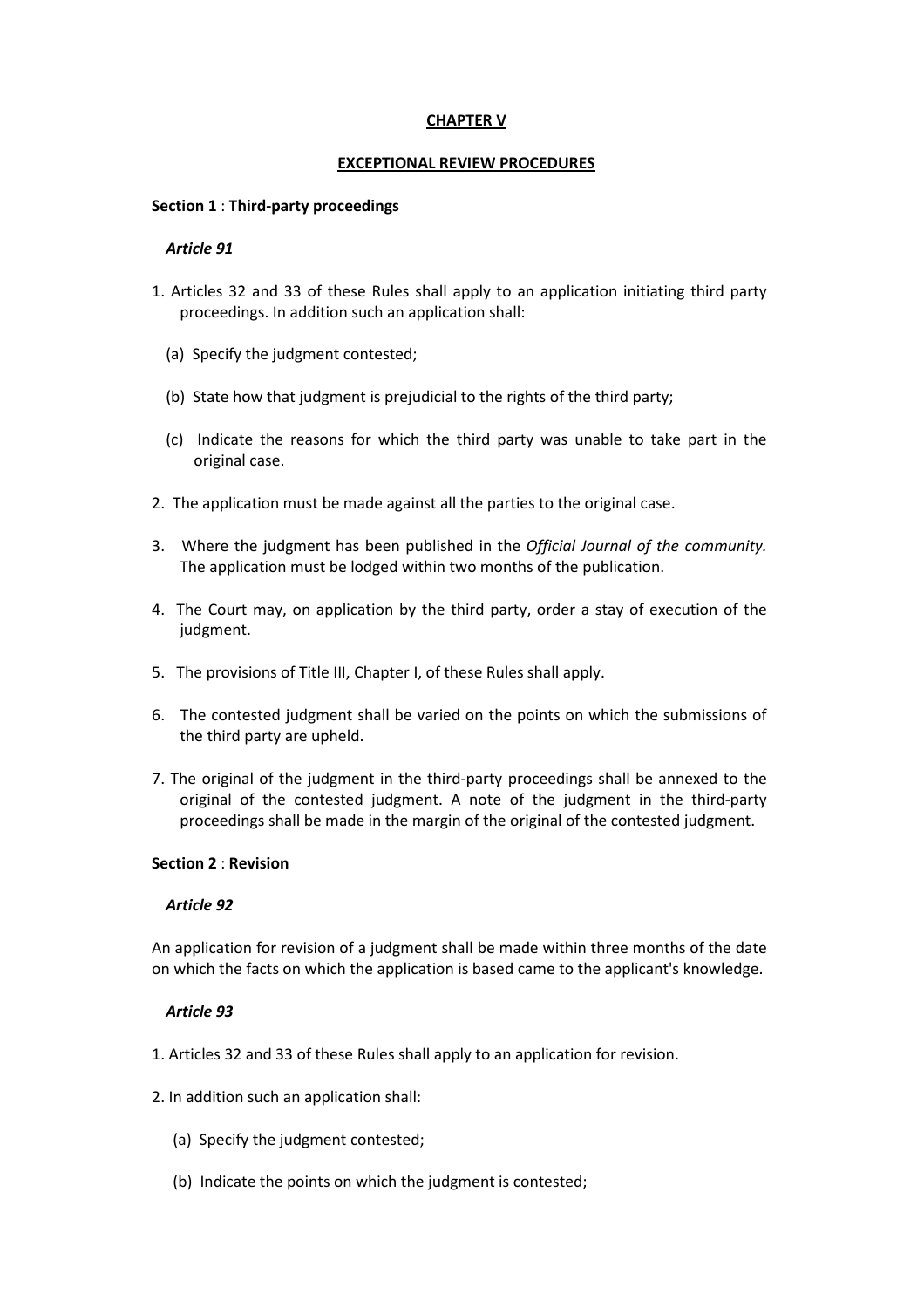## CHAPTER V

## EXCEPTIONAL REVIEW PROCEDURES

### Section 1 : Third-party proceedings

***Article 91***

1. Articles 32 and 33 of these Rules shall apply to an application initiating third party proceedings. In addition such an application shall:

   (a) Specify the judgment contested;

   (b) State how that judgment is prejudicial to the rights of the third party;

   (c) Indicate the reasons for which the third party was unable to take part in the original case.

2. The application must be made against all the parties to the original case.

3. Where the judgment has been published in the *Official Journal of the community.* The application must be lodged within two months of the publication.

4. The Court may, on application by the third party, order a stay of execution of the judgment.

5. The provisions of Title III, Chapter I, of these Rules shall apply.

6. The contested judgment shall be varied on the points on which the submissions of the third party are upheld.

7. The original of the judgment in the third-party proceedings shall be annexed to the original of the contested judgment. A note of the judgment in the third-party proceedings shall be made in the margin of the original of the contested judgment.

### Section 2 : Revision

***Article 92***

An application for revision of a judgment shall be made within three months of the date on which the facts on which the application is based came to the applicant's knowledge.

***Article 93***

1. Articles 32 and 33 of these Rules shall apply to an application for revision.

2. In addition such an application shall:

   (a) Specify the judgment contested;

   (b) Indicate the points on which the judgment is contested;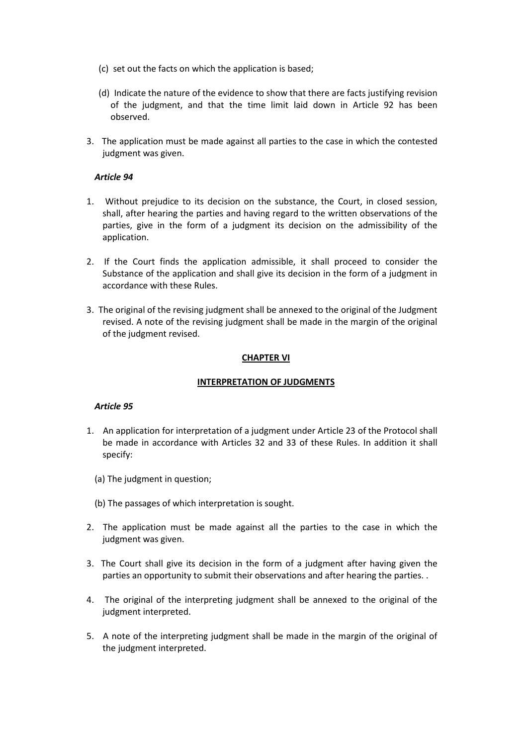(c) set out the facts on which the application is based;

(d) Indicate the nature of the evidence to show that there are facts justifying revision of the judgment, and that the time limit laid down in Article 92 has been observed.

3. The application must be made against all parties to the case in which the contested judgment was given.

*Article 94*

1. Without prejudice to its decision on the substance, the Court, in closed session, shall, after hearing the parties and having regard to the written observations of the parties, give in the form of a judgment its decision on the admissibility of the application.

2. If the Court finds the application admissible, it shall proceed to consider the Substance of the application and shall give its decision in the form of a judgment in accordance with these Rules.

3. The original of the revising judgment shall be annexed to the original of the Judgment revised. A note of the revising judgment shall be made in the margin of the original of the judgment revised.

## CHAPTER VI

## INTERPRETATION OF JUDGMENTS

*Article 95*

1. An application for interpretation of a judgment under Article 23 of the Protocol shall be made in accordance with Articles 32 and 33 of these Rules. In addition it shall specify:

   (a) The judgment in question;

   (b) The passages of which interpretation is sought.

2. The application must be made against all the parties to the case in which the judgment was given.

3. The Court shall give its decision in the form of a judgment after having given the parties an opportunity to submit their observations and after hearing the parties. .

4. The original of the interpreting judgment shall be annexed to the original of the judgment interpreted.

5. A note of the interpreting judgment shall be made in the margin of the original of the judgment interpreted.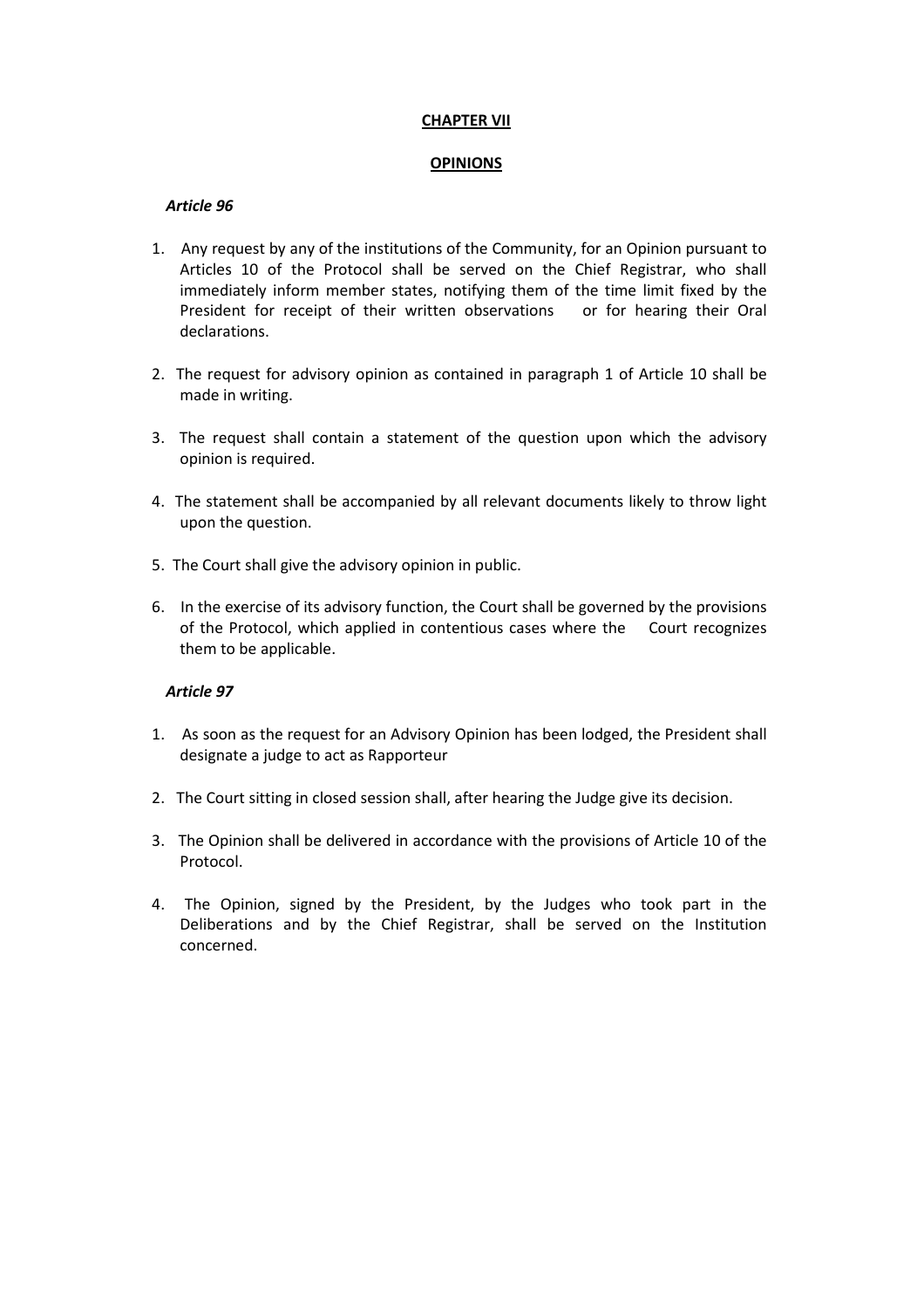## CHAPTER VII

## OPINIONS

*Article 96*

1. Any request by any of the institutions of the Community, for an Opinion pursuant to Articles 10 of the Protocol shall be served on the Chief Registrar, who shall immediately inform member states, notifying them of the time limit fixed by the President for receipt of their written observations or for hearing their Oral declarations.

2. The request for advisory opinion as contained in paragraph 1 of Article 10 shall be made in writing.

3. The request shall contain a statement of the question upon which the advisory opinion is required.

4. The statement shall be accompanied by all relevant documents likely to throw light upon the question.

5. The Court shall give the advisory opinion in public.

6. In the exercise of its advisory function, the Court shall be governed by the provisions of the Protocol, which applied in contentious cases where the Court recognizes them to be applicable.

*Article 97*

1. As soon as the request for an Advisory Opinion has been lodged, the President shall designate a judge to act as Rapporteur

2. The Court sitting in closed session shall, after hearing the Judge give its decision.

3. The Opinion shall be delivered in accordance with the provisions of Article 10 of the Protocol.

4. The Opinion, signed by the President, by the Judges who took part in the Deliberations and by the Chief Registrar, shall be served on the Institution concerned.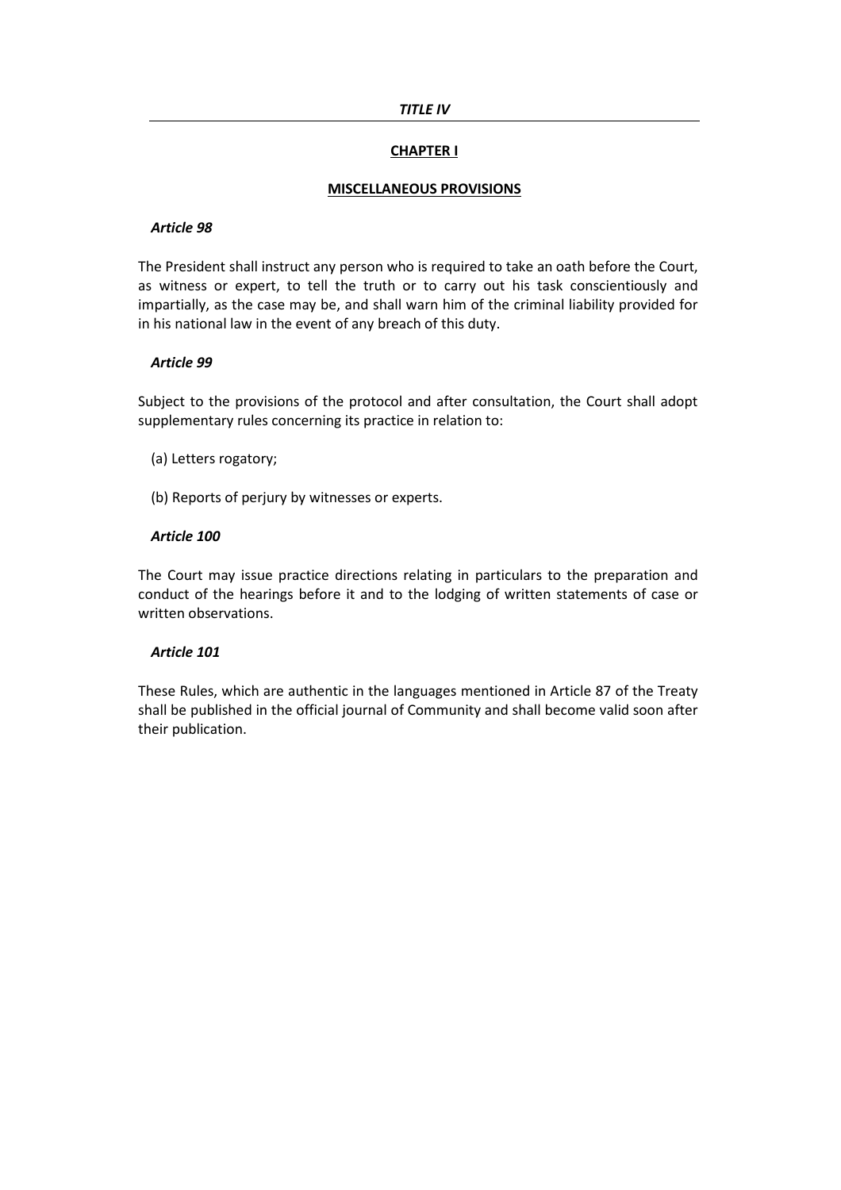*TITLE IV*

## CHAPTER I

## MISCELLANEOUS PROVISIONS

### *Article 98*

The President shall instruct any person who is required to take an oath before the Court, as witness or expert, to tell the truth or to carry out his task conscientiously and impartially, as the case may be, and shall warn him of the criminal liability provided for in his national law in the event of any breach of this duty.

### *Article 99*

Subject to the provisions of the protocol and after consultation, the Court shall adopt supplementary rules concerning its practice in relation to:

(a) Letters rogatory;

(b) Reports of perjury by witnesses or experts.

### *Article 100*

The Court may issue practice directions relating in particulars to the preparation and conduct of the hearings before it and to the lodging of written statements of case or written observations.

### *Article 101*

These Rules, which are authentic in the languages mentioned in Article 87 of the Treaty shall be published in the official journal of Community and shall become valid soon after their publication.